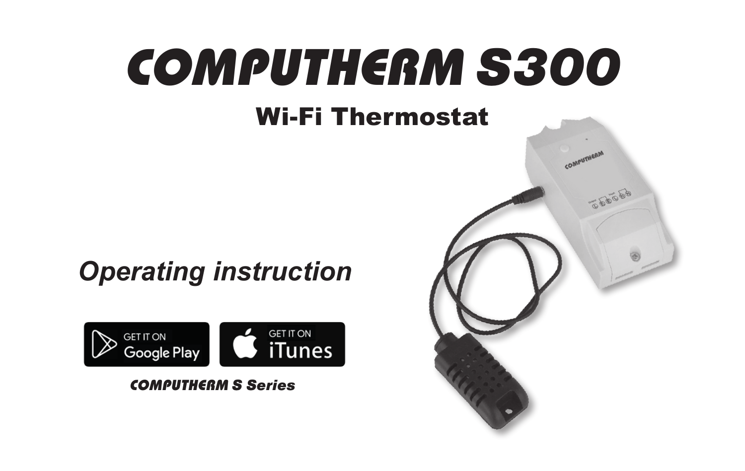# COMPUTHERM S300

## Wi-Fi Thermostat

*Operating instruction*

GET IT ON Google Play

GET IT ON iTunes

***COMPUTHERM S Series***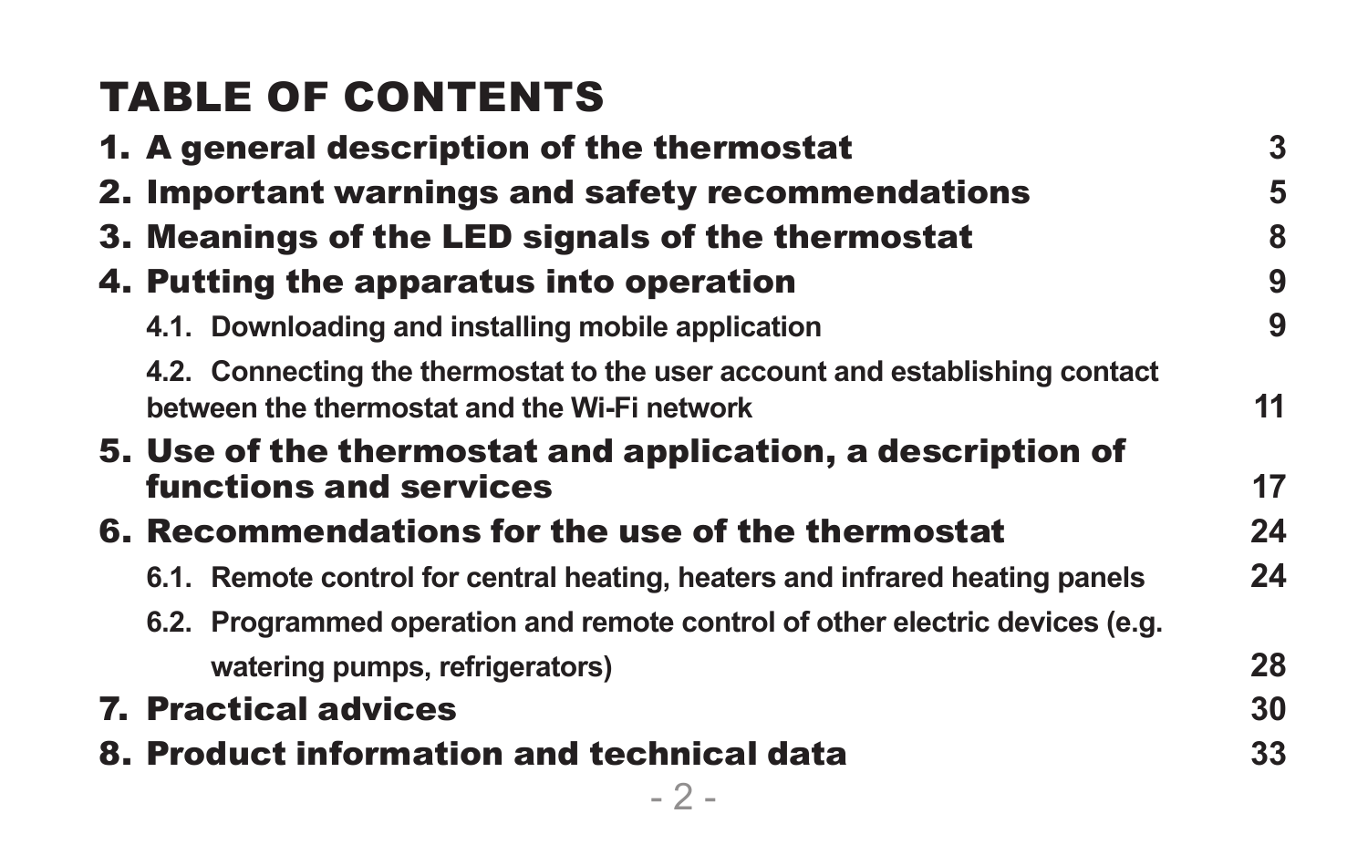# TABLE OF CONTENTS

| | |
|---|---|
| **1. A general description of the thermostat** | **3** |
| **2. Important warnings and safety recommendations** | **5** |
| **3. Meanings of the LED signals of the thermostat** | **8** |
| **4. Putting the apparatus into operation** | **9** |
| 4.1. Downloading and installing mobile application | 9 |
| 4.2. Connecting the thermostat to the user account and establishing contact between the thermostat and the Wi-Fi network | 11 |
| **5. Use of the thermostat and application, a description of functions and services** | **17** |
| **6. Recommendations for the use of the thermostat** | **24** |
| 6.1. Remote control for central heating, heaters and infrared heating panels | 24 |
| 6.2. Programmed operation and remote control of other electric devices (e.g. watering pumps, refrigerators) | 28 |
| **7. Practical advices** | **30** |
| **8. Product information and technical data** | **33** |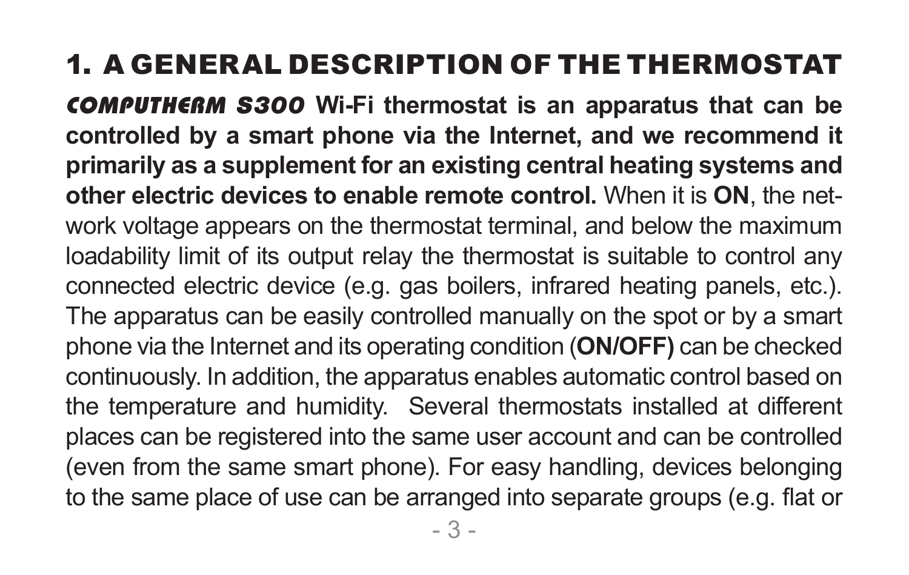# 1. A GENERAL DESCRIPTION OF THE THERMOSTAT

***COMPUTHERM S300*** **Wi-Fi thermostat is an apparatus that can be controlled by a smart phone via the Internet, and we recommend it primarily as a supplement for an existing central heating systems and other electric devices to enable remote control.** When it is **ON**, the network voltage appears on the thermostat terminal, and below the maximum loadability limit of its output relay the thermostat is suitable to control any connected electric device (e.g. gas boilers, infrared heating panels, etc.). The apparatus can be easily controlled manually on the spot or by a smart phone via the Internet and its operating condition (**ON/OFF)** can be checked continuously. In addition, the apparatus enables automatic control based on the temperature and humidity. Several thermostats installed at different places can be registered into the same user account and can be controlled (even from the same smart phone). For easy handling, devices belonging to the same place of use can be arranged into separate groups (e.g. flat or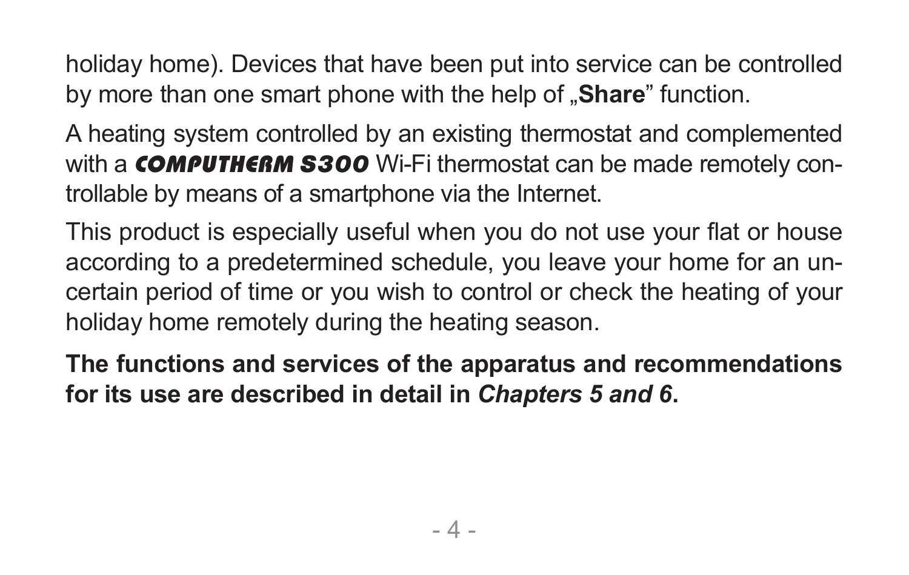holiday home). Devices that have been put into service can be controlled by more than one smart phone with the help of „**Share**" function.

A heating system controlled by an existing thermostat and complemented with a ***COMPUTHERM S300*** Wi-Fi thermostat can be made remotely controllable by means of a smartphone via the Internet.

This product is especially useful when you do not use your flat or house according to a predetermined schedule, you leave your home for an uncertain period of time or you wish to control or check the heating of your holiday home remotely during the heating season.

**The functions and services of the apparatus and recommendations for its use are described in detail in *Chapters 5 and 6*.**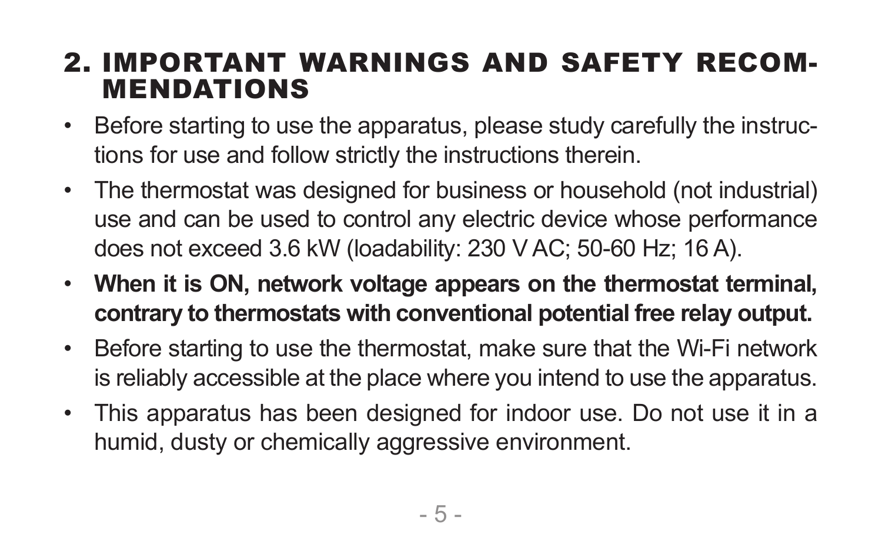## 2. IMPORTANT WARNINGS AND SAFETY RECOMMENDATIONS

- Before starting to use the apparatus, please study carefully the instructions for use and follow strictly the instructions therein.
- The thermostat was designed for business or household (not industrial) use and can be used to control any electric device whose performance does not exceed 3.6 kW (loadability: 230 V AC; 50-60 Hz; 16 A).
- **When it is ON, network voltage appears on the thermostat terminal, contrary to thermostats with conventional potential free relay output.**
- Before starting to use the thermostat, make sure that the Wi-Fi network is reliably accessible at the place where you intend to use the apparatus.
- This apparatus has been designed for indoor use. Do not use it in a humid, dusty or chemically aggressive environment.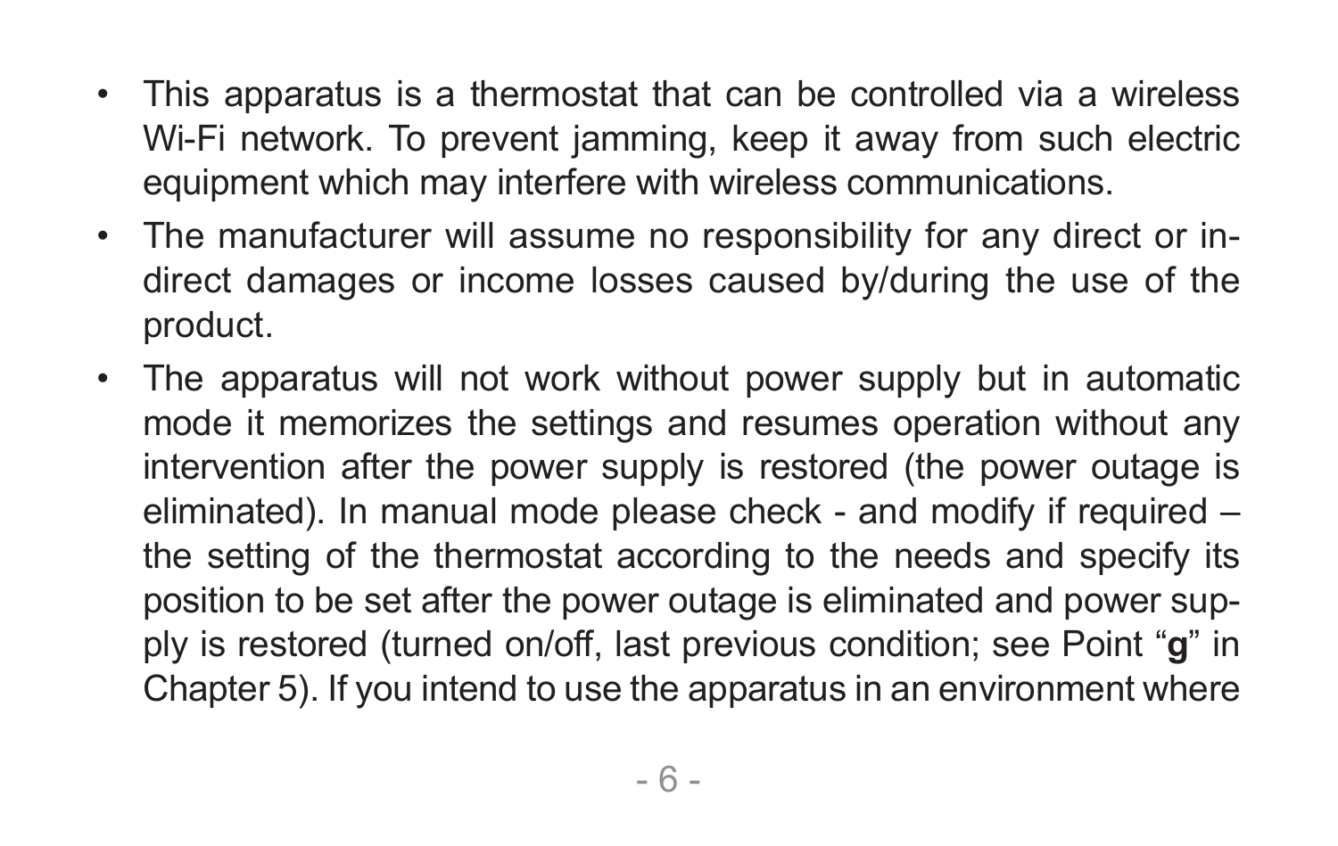- This apparatus is a thermostat that can be controlled via a wireless Wi-Fi network. To prevent jamming, keep it away from such electric equipment which may interfere with wireless communications.
- The manufacturer will assume no responsibility for any direct or indirect damages or income losses caused by/during the use of the product.
- The apparatus will not work without power supply but in automatic mode it memorizes the settings and resumes operation without any intervention after the power supply is restored (the power outage is eliminated). In manual mode please check - and modify if required – the setting of the thermostat according to the needs and specify its position to be set after the power outage is eliminated and power supply is restored (turned on/off, last previous condition; see Point "**g**" in Chapter 5). If you intend to use the apparatus in an environment where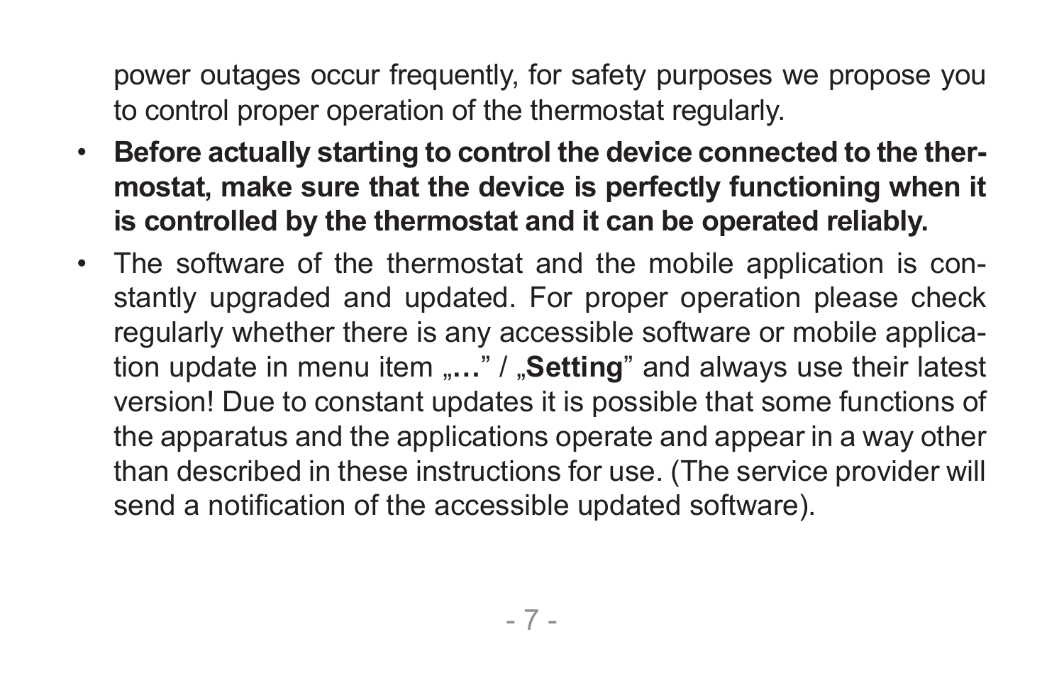power outages occur frequently, for safety purposes we propose you to control proper operation of the thermostat regularly.

- **Before actually starting to control the device connected to the thermostat, make sure that the device is perfectly functioning when it is controlled by the thermostat and it can be operated reliably.**
- The software of the thermostat and the mobile application is constantly upgraded and updated. For proper operation please check regularly whether there is any accessible software or mobile application update in menu item „**…**” / „**Setting**” and always use their latest version! Due to constant updates it is possible that some functions of the apparatus and the applications operate and appear in a way other than described in these instructions for use. (The service provider will send a notification of the accessible updated software).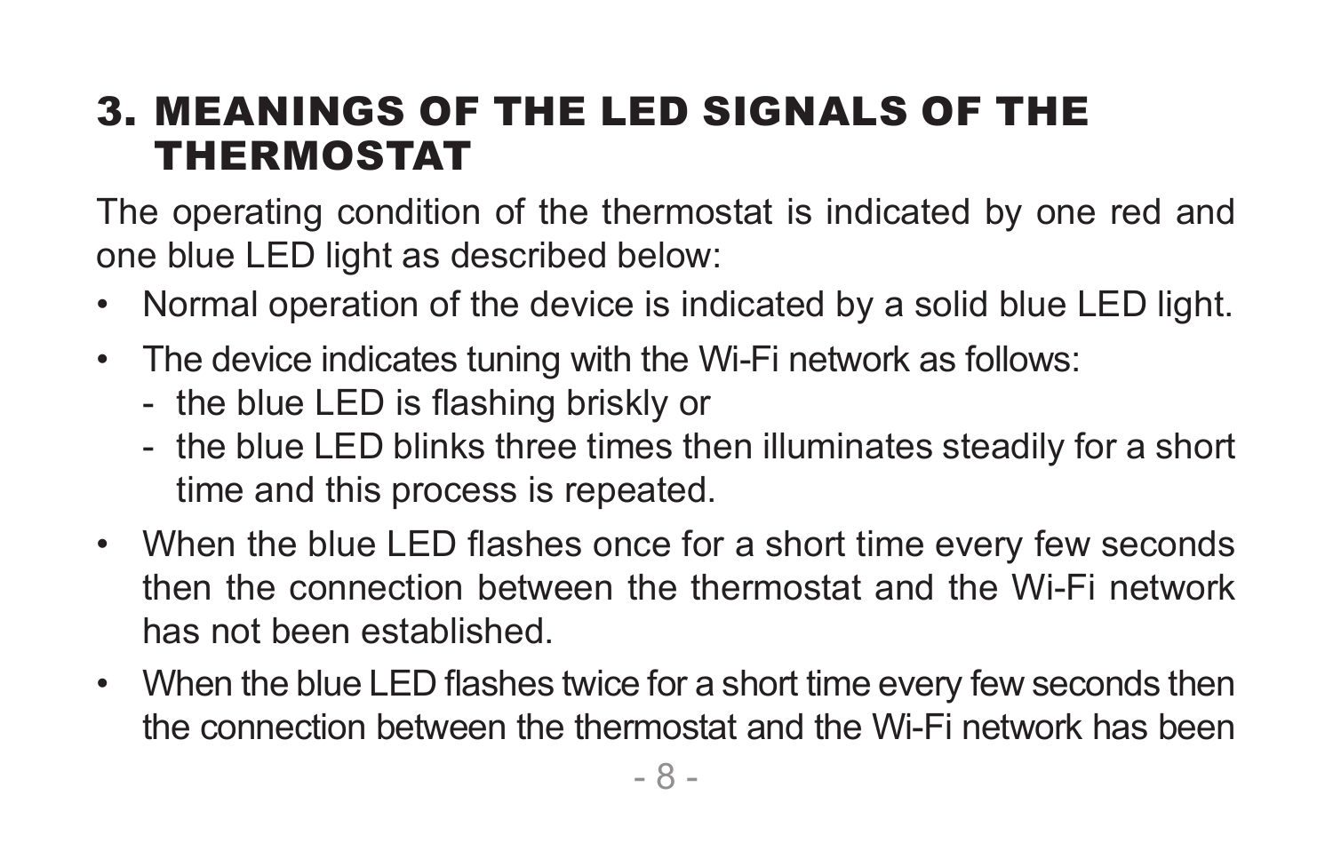# 3. MEANINGS OF THE LED SIGNALS OF THE THERMOSTAT

The operating condition of the thermostat is indicated by one red and one blue LED light as described below:

- Normal operation of the device is indicated by a solid blue LED light.
- The device indicates tuning with the Wi-Fi network as follows:
  - the blue LED is flashing briskly or
  - the blue LED blinks three times then illuminates steadily for a short time and this process is repeated.
- When the blue LED flashes once for a short time every few seconds then the connection between the thermostat and the Wi-Fi network has not been established.
- When the blue LED flashes twice for a short time every few seconds then the connection between the thermostat and the Wi-Fi network has been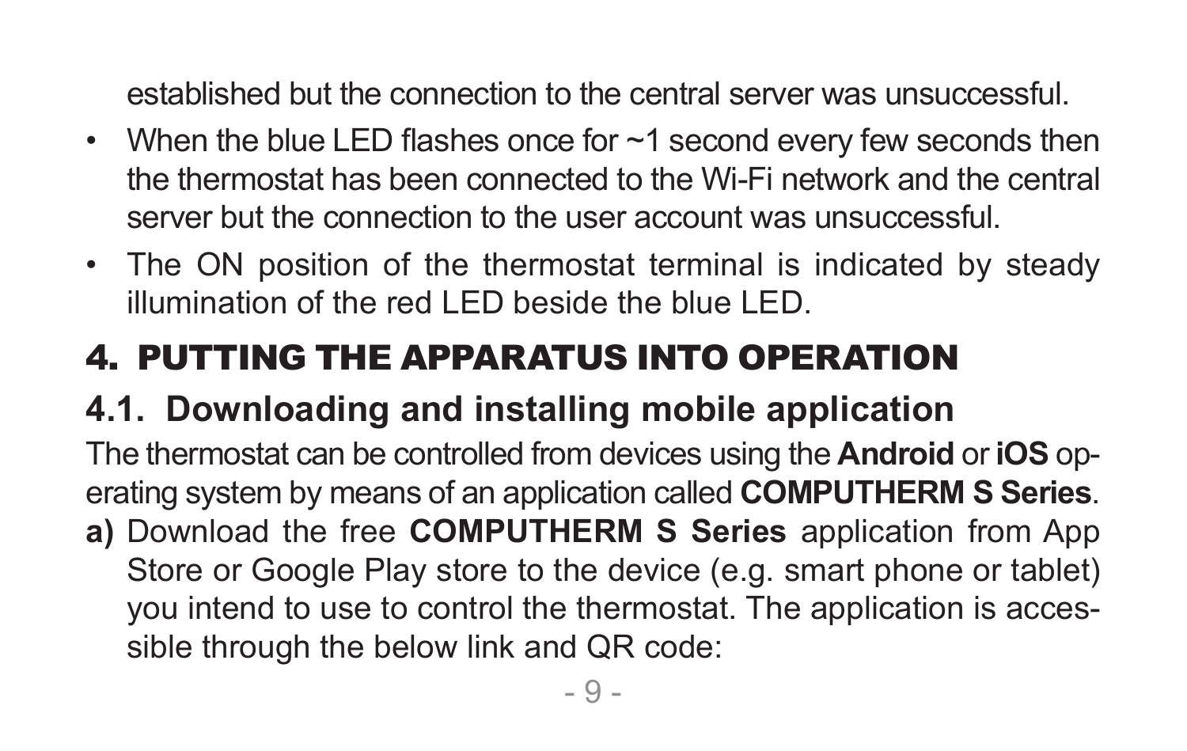established but the connection to the central server was unsuccessful.

- When the blue LED flashes once for ~1 second every few seconds then the thermostat has been connected to the Wi-Fi network and the central server but the connection to the user account was unsuccessful.
- The ON position of the thermostat terminal is indicated by steady illumination of the red LED beside the blue LED.

# 4. PUTTING THE APPARATUS INTO OPERATION

## 4.1. Downloading and installing mobile application

The thermostat can be controlled from devices using the **Android** or **iOS** operating system by means of an application called **COMPUTHERM S Series**.

**a)** Download the free **COMPUTHERM S Series** application from App Store or Google Play store to the device (e.g. smart phone or tablet) you intend to use to control the thermostat. The application is accessible through the below link and QR code: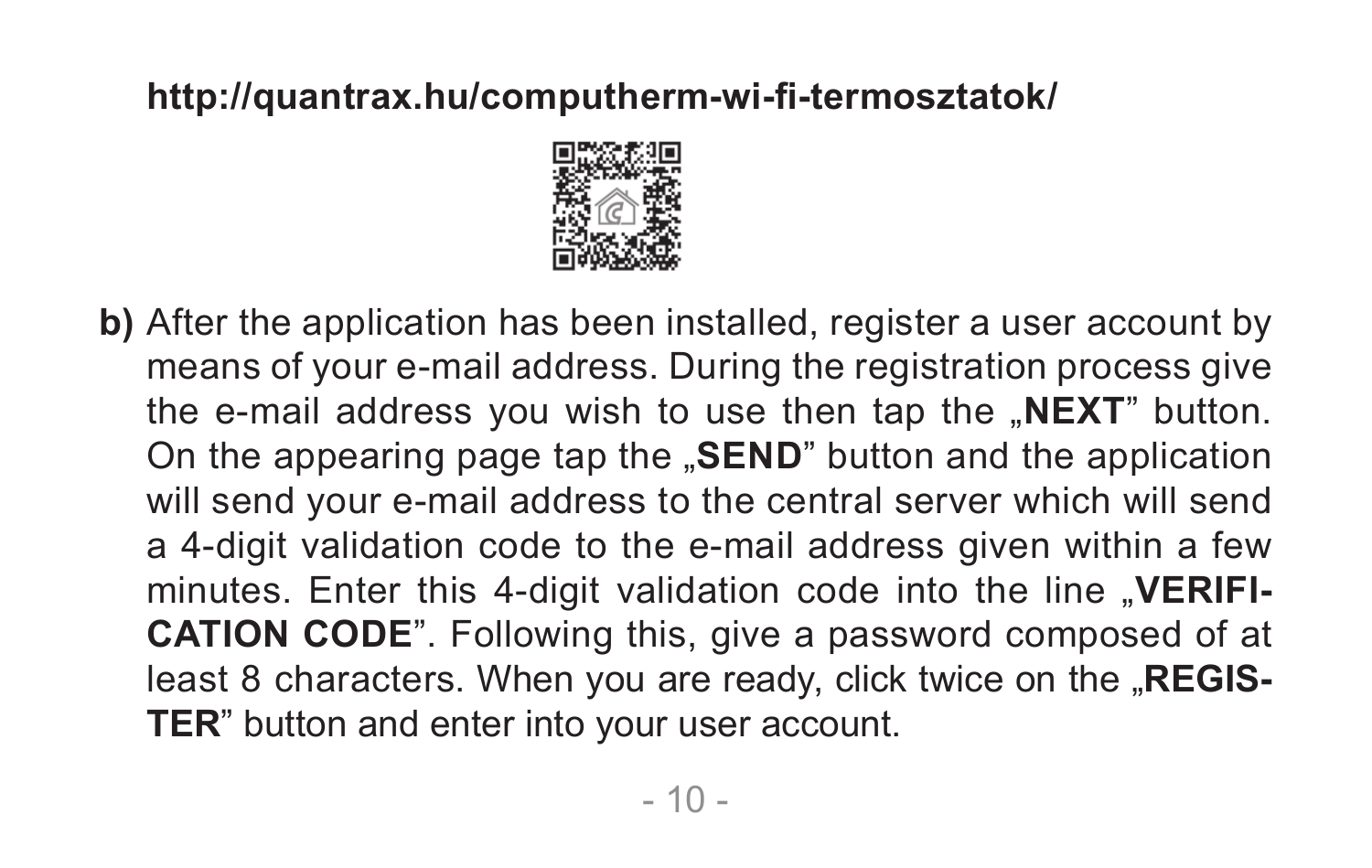**http://quantrax.hu/computherm-wi-fi-termosztatok/**

**b)** After the application has been installed, register a user account by means of your e-mail address. During the registration process give the e-mail address you wish to use then tap the „**NEXT**" button. On the appearing page tap the „**SEND**" button and the application will send your e-mail address to the central server which will send a 4-digit validation code to the e-mail address given within a few minutes. Enter this 4-digit validation code into the line „**VERIFICATION CODE**". Following this, give a password composed of at least 8 characters. When you are ready, click twice on the „**REGISTER**" button and enter into your user account.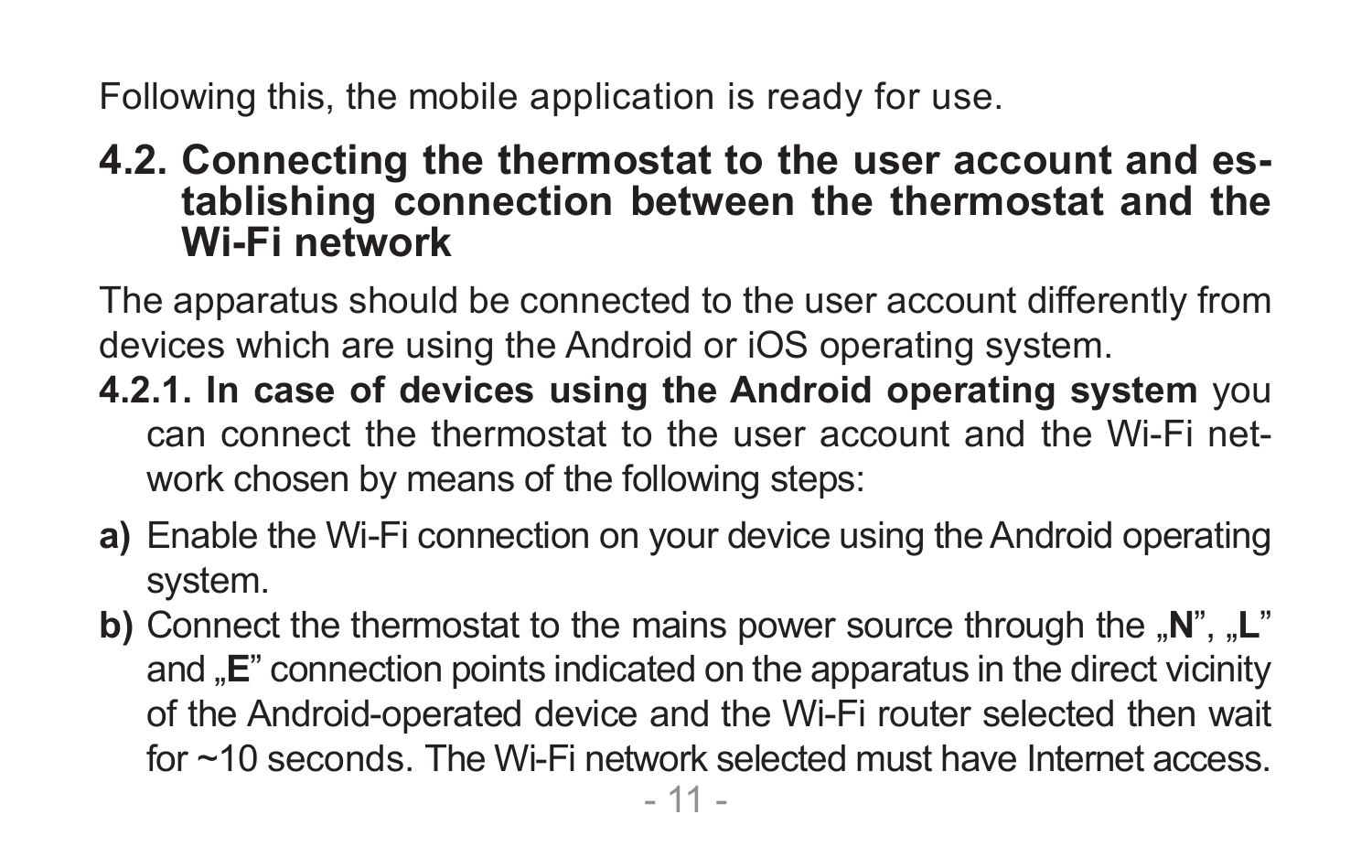Following this, the mobile application is ready for use.

## 4.2. Connecting the thermostat to the user account and establishing connection between the thermostat and the Wi-Fi network

The apparatus should be connected to the user account differently from devices which are using the Android or iOS operating system.

**4.2.1. In case of devices using the Android operating system** you can connect the thermostat to the user account and the Wi-Fi network chosen by means of the following steps:

**a)** Enable the Wi-Fi connection on your device using the Android operating system.

**b)** Connect the thermostat to the mains power source through the „**N**”, „**L**” and „**E**” connection points indicated on the apparatus in the direct vicinity of the Android-operated device and the Wi-Fi router selected then wait for ~10 seconds. The Wi-Fi network selected must have Internet access.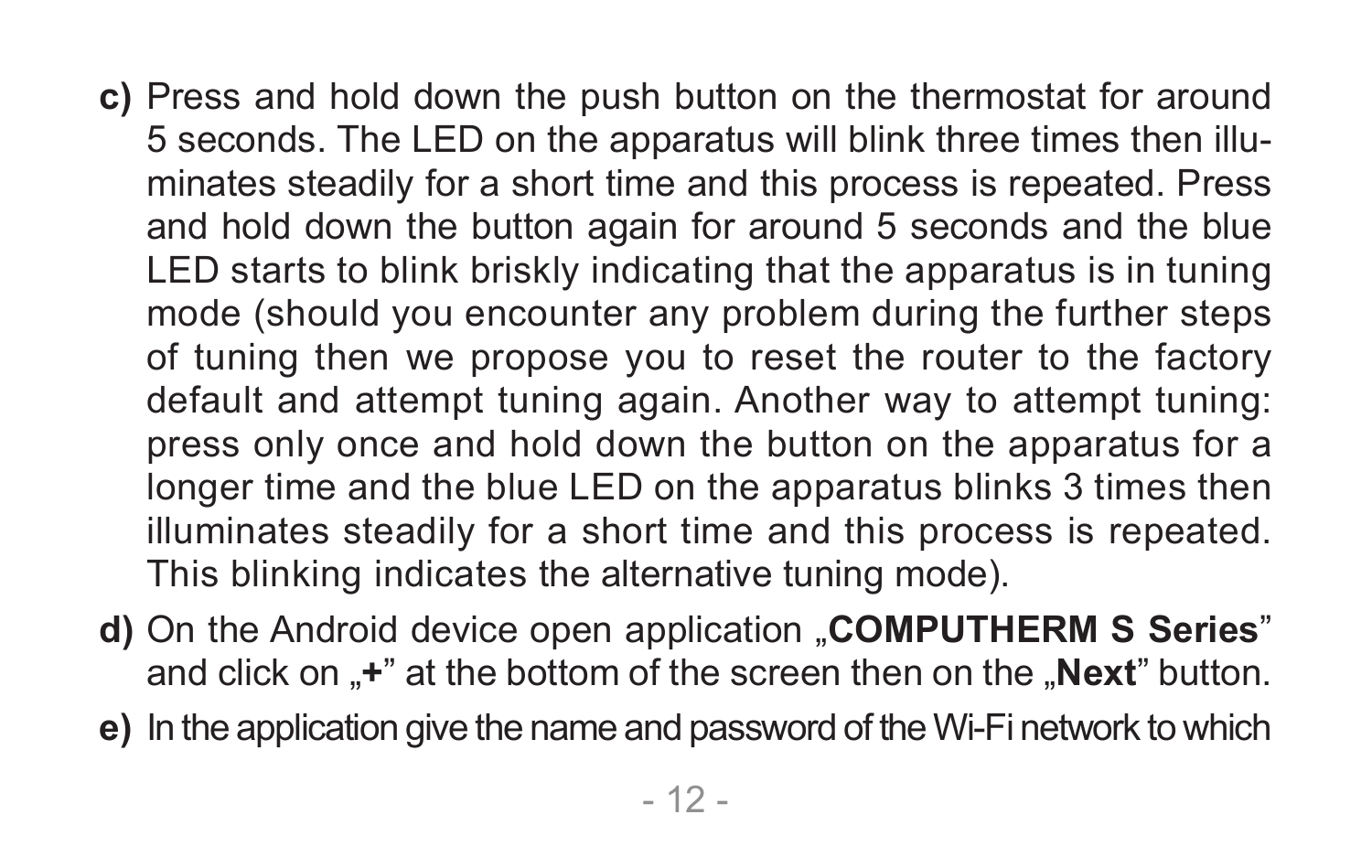**c)** Press and hold down the push button on the thermostat for around 5 seconds. The LED on the apparatus will blink three times then illuminates steadily for a short time and this process is repeated. Press and hold down the button again for around 5 seconds and the blue LED starts to blink briskly indicating that the apparatus is in tuning mode (should you encounter any problem during the further steps of tuning then we propose you to reset the router to the factory default and attempt tuning again. Another way to attempt tuning: press only once and hold down the button on the apparatus for a longer time and the blue LED on the apparatus blinks 3 times then illuminates steadily for a short time and this process is repeated. This blinking indicates the alternative tuning mode).

**d)** On the Android device open application „**COMPUTHERM S Series**" and click on „**+**" at the bottom of the screen then on the „**Next**" button.

**e)** In the application give the name and password of the Wi-Fi network to which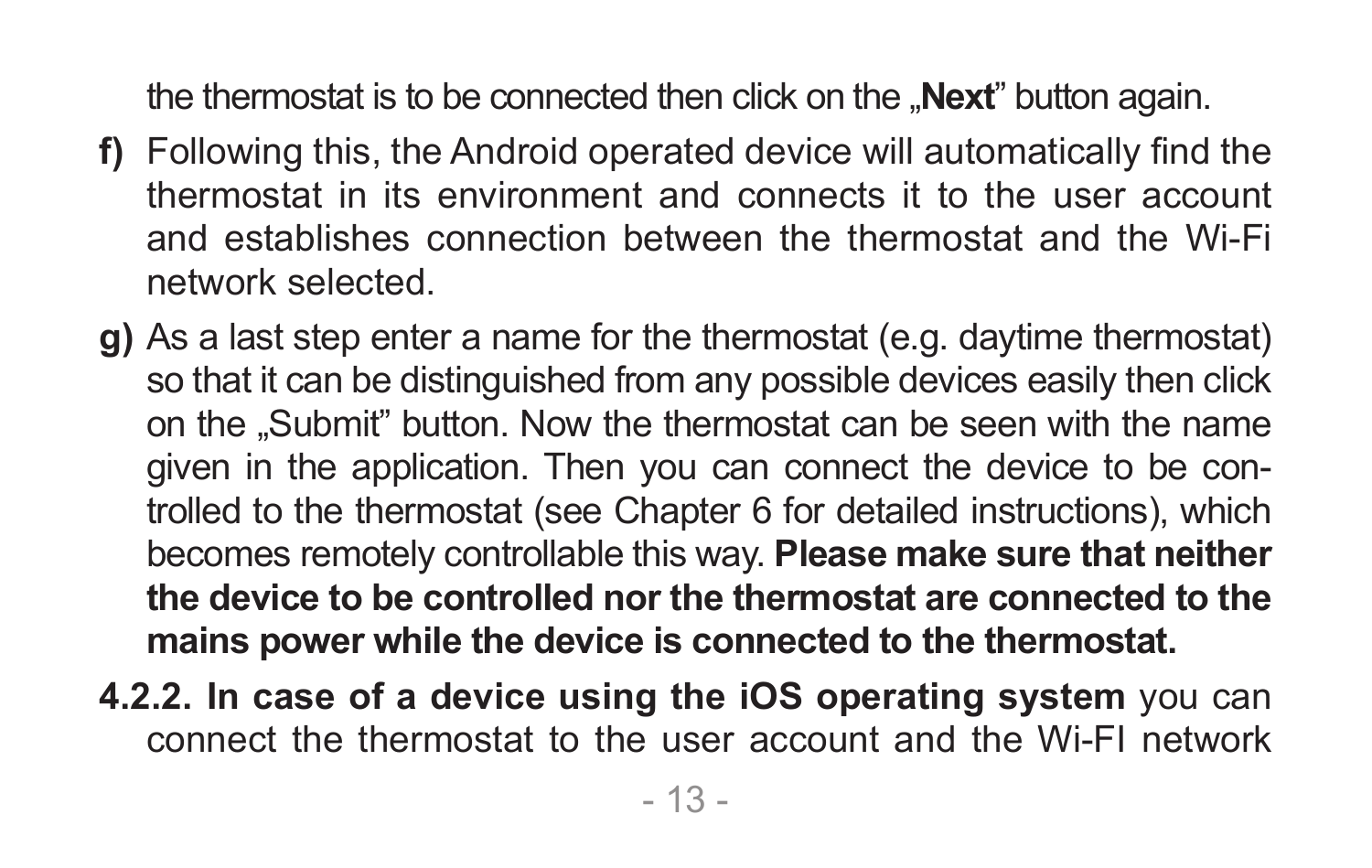the thermostat is to be connected then click on the „**Next**" button again.

**f)** Following this, the Android operated device will automatically find the thermostat in its environment and connects it to the user account and establishes connection between the thermostat and the Wi-Fi network selected.

**g)** As a last step enter a name for the thermostat (e.g. daytime thermostat) so that it can be distinguished from any possible devices easily then click on the „Submit" button. Now the thermostat can be seen with the name given in the application. Then you can connect the device to be controlled to the thermostat (see Chapter 6 for detailed instructions), which becomes remotely controllable this way. **Please make sure that neither the device to be controlled nor the thermostat are connected to the mains power while the device is connected to the thermostat.**

**4.2.2. In case of a device using the iOS operating system** you can connect the thermostat to the user account and the Wi-FI network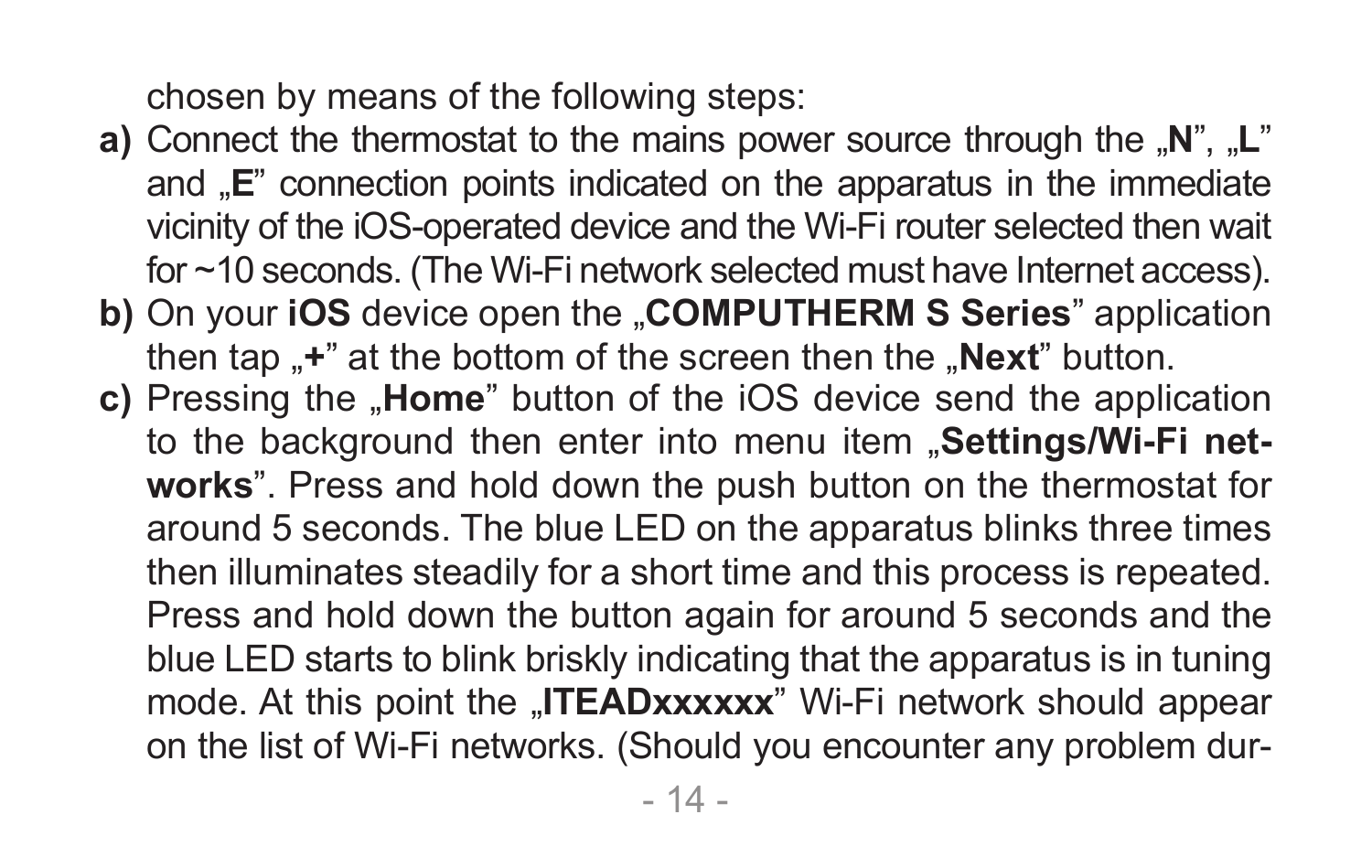chosen by means of the following steps:

**a)** Connect the thermostat to the mains power source through the „**N**”, „**L**” and „**E**” connection points indicated on the apparatus in the immediate vicinity of the iOS-operated device and the Wi-Fi router selected then wait for ~10 seconds. (The Wi-Fi network selected must have Internet access).

**b)** On your **iOS** device open the „**COMPUTHERM S Series**” application then tap „**+**” at the bottom of the screen then the „**Next**” button.

**c)** Pressing the „**Home**” button of the iOS device send the application to the background then enter into menu item „**Settings/Wi-Fi networks**”. Press and hold down the push button on the thermostat for around 5 seconds. The blue LED on the apparatus blinks three times then illuminates steadily for a short time and this process is repeated. Press and hold down the button again for around 5 seconds and the blue LED starts to blink briskly indicating that the apparatus is in tuning mode. At this point the „**ITEADxxxxxx**” Wi-Fi network should appear on the list of Wi-Fi networks. (Should you encounter any problem dur-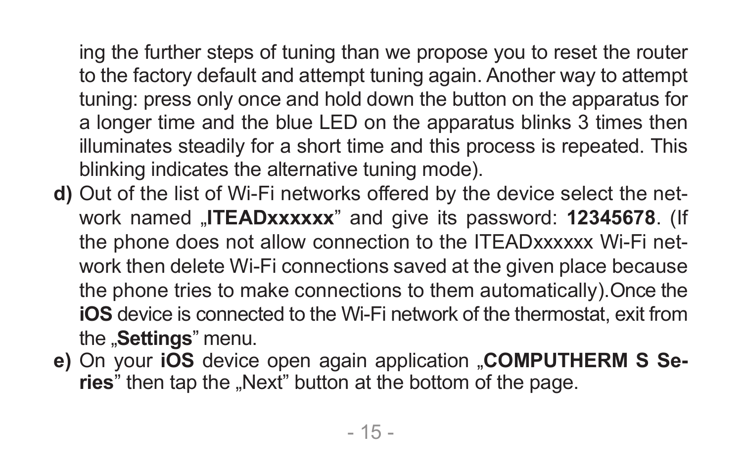ing the further steps of tuning than we propose you to reset the router to the factory default and attempt tuning again. Another way to attempt tuning: press only once and hold down the button on the apparatus for a longer time and the blue LED on the apparatus blinks 3 times then illuminates steadily for a short time and this process is repeated. This blinking indicates the alternative tuning mode).

**d)** Out of the list of Wi-Fi networks offered by the device select the network named „**ITEADxxxxxx**” and give its password: **12345678**. (If the phone does not allow connection to the ITEADxxxxxx Wi-Fi network then delete Wi-Fi connections saved at the given place because the phone tries to make connections to them automatically).Once the **iOS** device is connected to the Wi-Fi network of the thermostat, exit from the „**Settings**” menu.

**e)** On your **iOS** device open again application „**COMPUTHERM S Series**” then tap the „Next” button at the bottom of the page.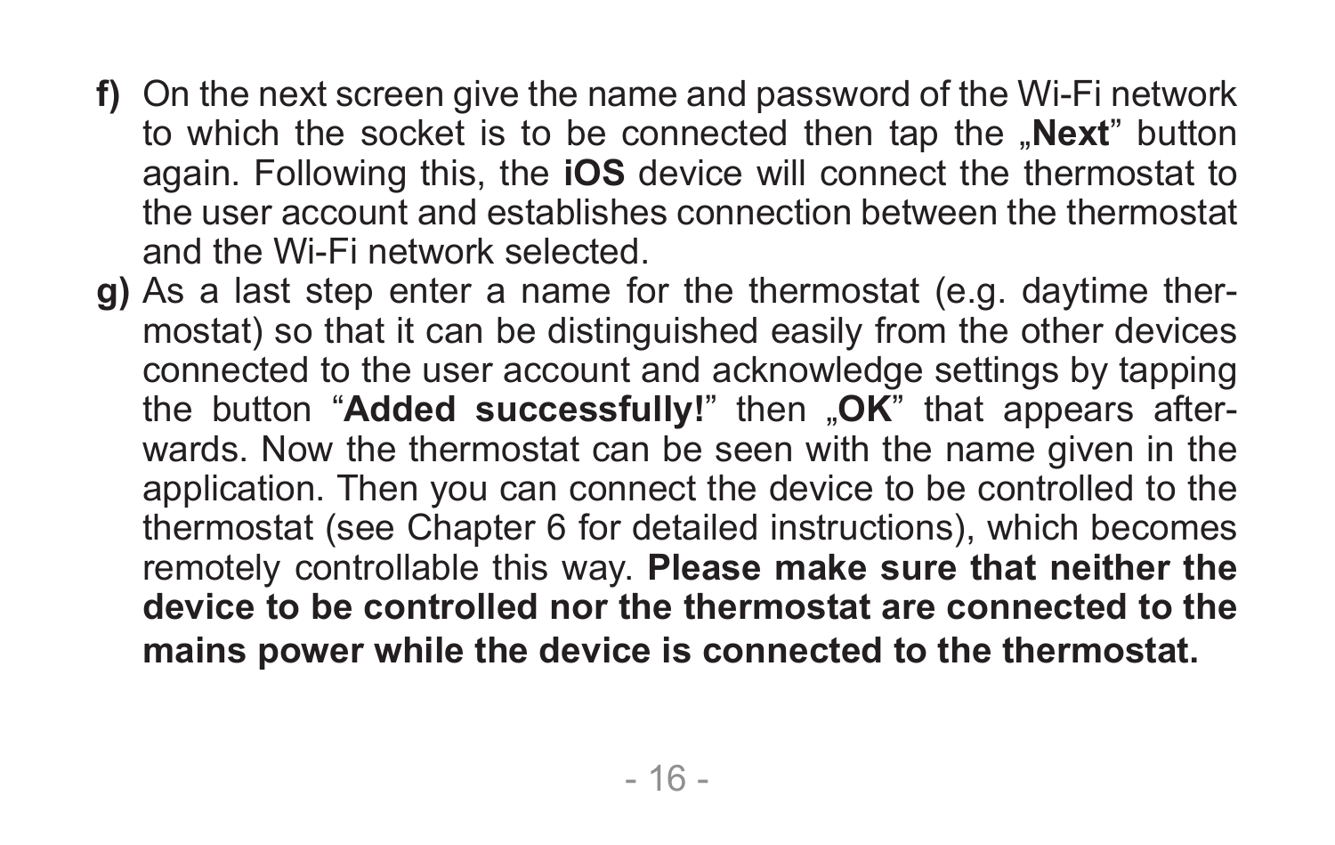**f)** On the next screen give the name and password of the Wi-Fi network to which the socket is to be connected then tap the „**Next**" button again. Following this, the **iOS** device will connect the thermostat to the user account and establishes connection between the thermostat and the Wi-Fi network selected.

**g)** As a last step enter a name for the thermostat (e.g. daytime thermostat) so that it can be distinguished easily from the other devices connected to the user account and acknowledge settings by tapping the button "**Added successfully!**" then „**OK**" that appears afterwards. Now the thermostat can be seen with the name given in the application. Then you can connect the device to be controlled to the thermostat (see Chapter 6 for detailed instructions), which becomes remotely controllable this way. **Please make sure that neither the device to be controlled nor the thermostat are connected to the mains power while the device is connected to the thermostat.**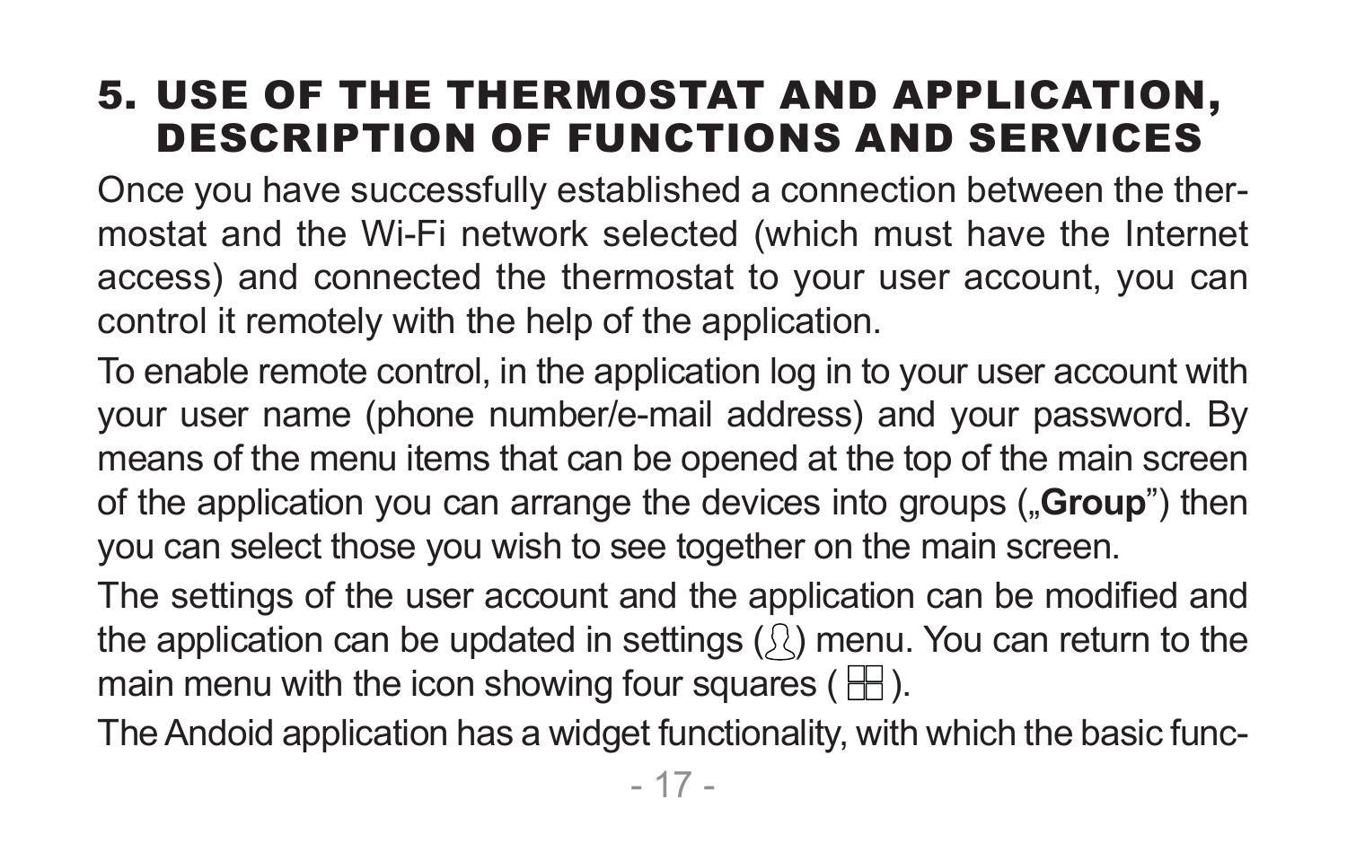# 5. USE OF THE THERMOSTAT AND APPLICATION, DESCRIPTION OF FUNCTIONS AND SERVICES

Once you have successfully established a connection between the thermostat and the Wi-Fi network selected (which must have the Internet access) and connected the thermostat to your user account, you can control it remotely with the help of the application.

To enable remote control, in the application log in to your user account with your user name (phone number/e-mail address) and your password. By means of the menu items that can be opened at the top of the main screen of the application you can arrange the devices into groups („**Group**") then you can select those you wish to see together on the main screen.

The settings of the user account and the application can be modified and the application can be updated in settings (👤) menu. You can return to the main menu with the icon showing four squares ( ⊞ ).

The Andoid application has a widget functionality, with which the basic func-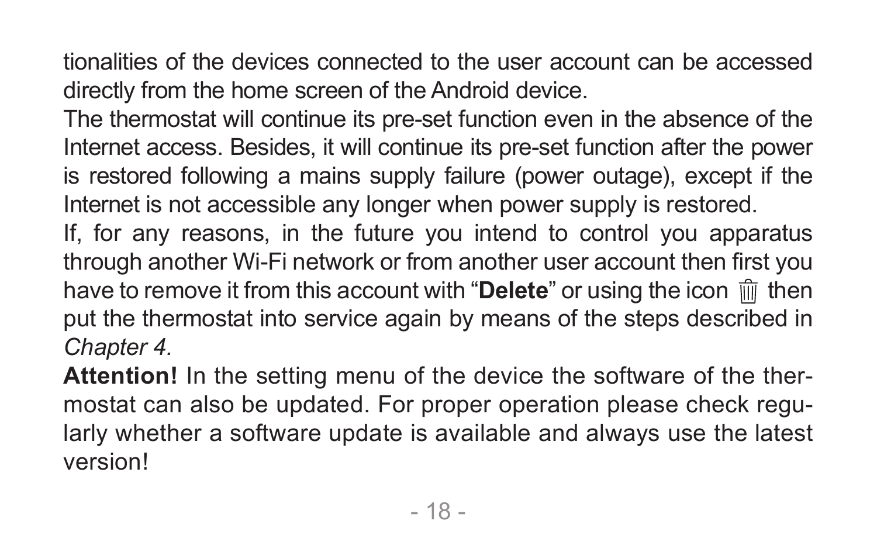tionalities of the devices connected to the user account can be accessed directly from the home screen of the Android device.

The thermostat will continue its pre-set function even in the absence of the Internet access. Besides, it will continue its pre-set function after the power is restored following a mains supply failure (power outage), except if the Internet is not accessible any longer when power supply is restored.

If, for any reasons, in the future you intend to control you apparatus through another Wi-Fi network or from another user account then first you have to remove it from this account with “**Delete**” or using the icon 🗑 then put the thermostat into service again by means of the steps described in *Chapter 4.*

**Attention!** In the setting menu of the device the software of the thermostat can also be updated. For proper operation please check regularly whether a software update is available and always use the latest version!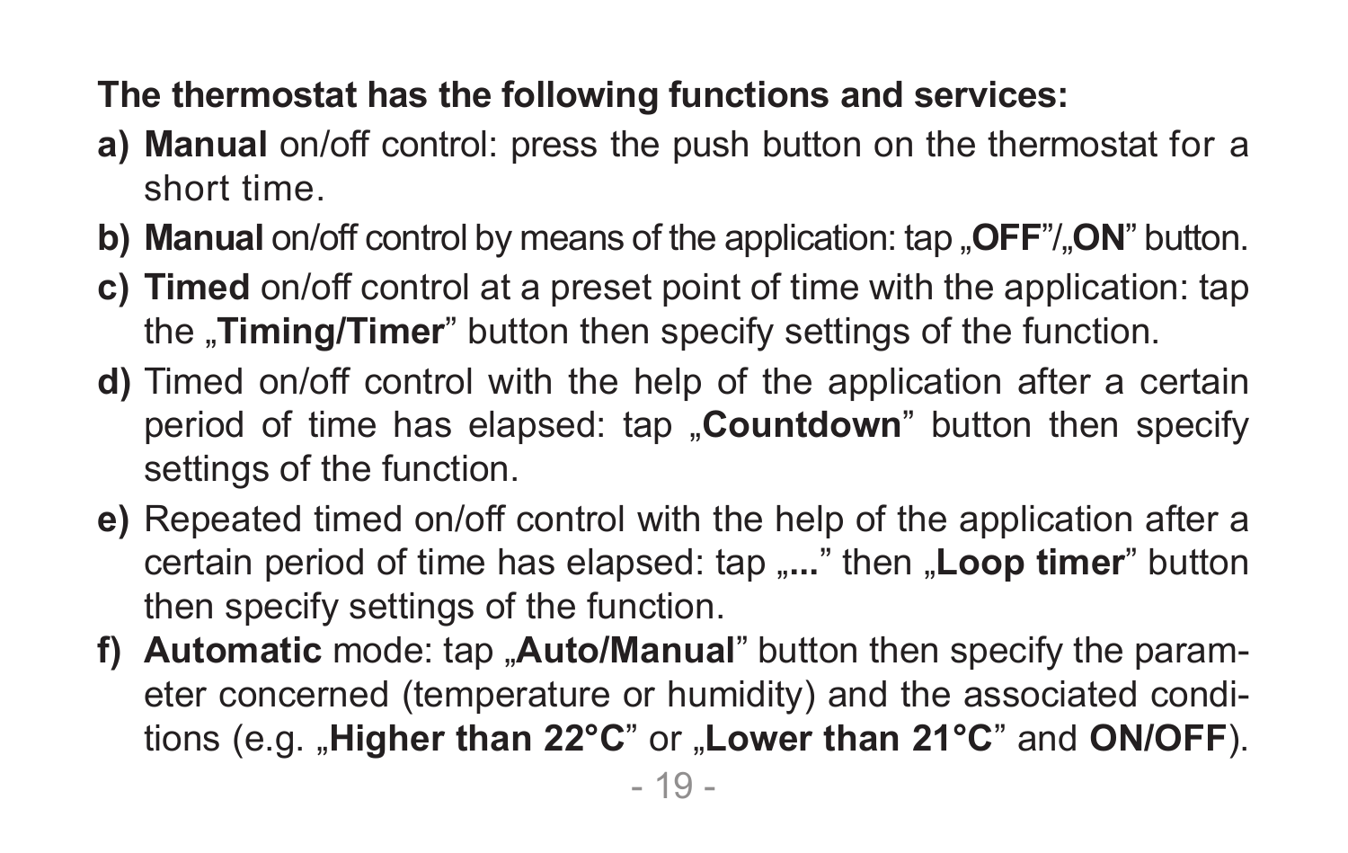**The thermostat has the following functions and services:**

- **a)** **Manual** on/off control: press the push button on the thermostat for a short time.
- **b)** **Manual** on/off control by means of the application: tap „**OFF**”/„**ON**” button.
- **c)** **Timed** on/off control at a preset point of time with the application: tap the „**Timing/Timer**” button then specify settings of the function.
- **d)** Timed on/off control with the help of the application after a certain period of time has elapsed: tap „**Countdown**” button then specify settings of the function.
- **e)** Repeated timed on/off control with the help of the application after a certain period of time has elapsed: tap „**...**” then „**Loop timer**” button then specify settings of the function.
- **f)** **Automatic** mode: tap „**Auto/Manual**” button then specify the parameter concerned (temperature or humidity) and the associated conditions (e.g. „**Higher than 22°C**” or „**Lower than 21°C**” and **ON/OFF**).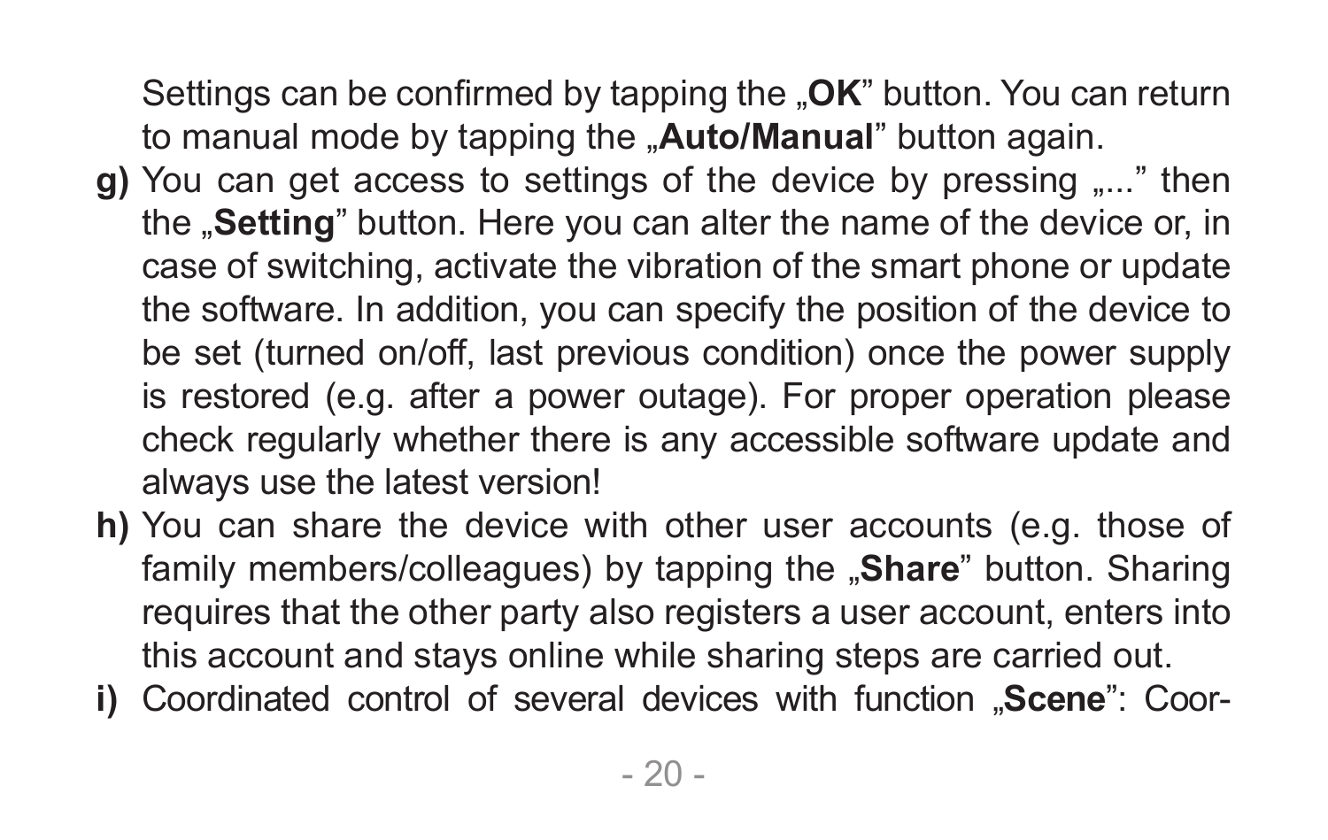Settings can be confirmed by tapping the „**OK**” button. You can return to manual mode by tapping the „**Auto/Manual**” button again.

**g)** You can get access to settings of the device by pressing „...” then the „**Setting**” button. Here you can alter the name of the device or, in case of switching, activate the vibration of the smart phone or update the software. In addition, you can specify the position of the device to be set (turned on/off, last previous condition) once the power supply is restored (e.g. after a power outage). For proper operation please check regularly whether there is any accessible software update and always use the latest version!

**h)** You can share the device with other user accounts (e.g. those of family members/colleagues) by tapping the „**Share**” button. Sharing requires that the other party also registers a user account, enters into this account and stays online while sharing steps are carried out.

**i)** Coordinated control of several devices with function „**Scene**”: Coor-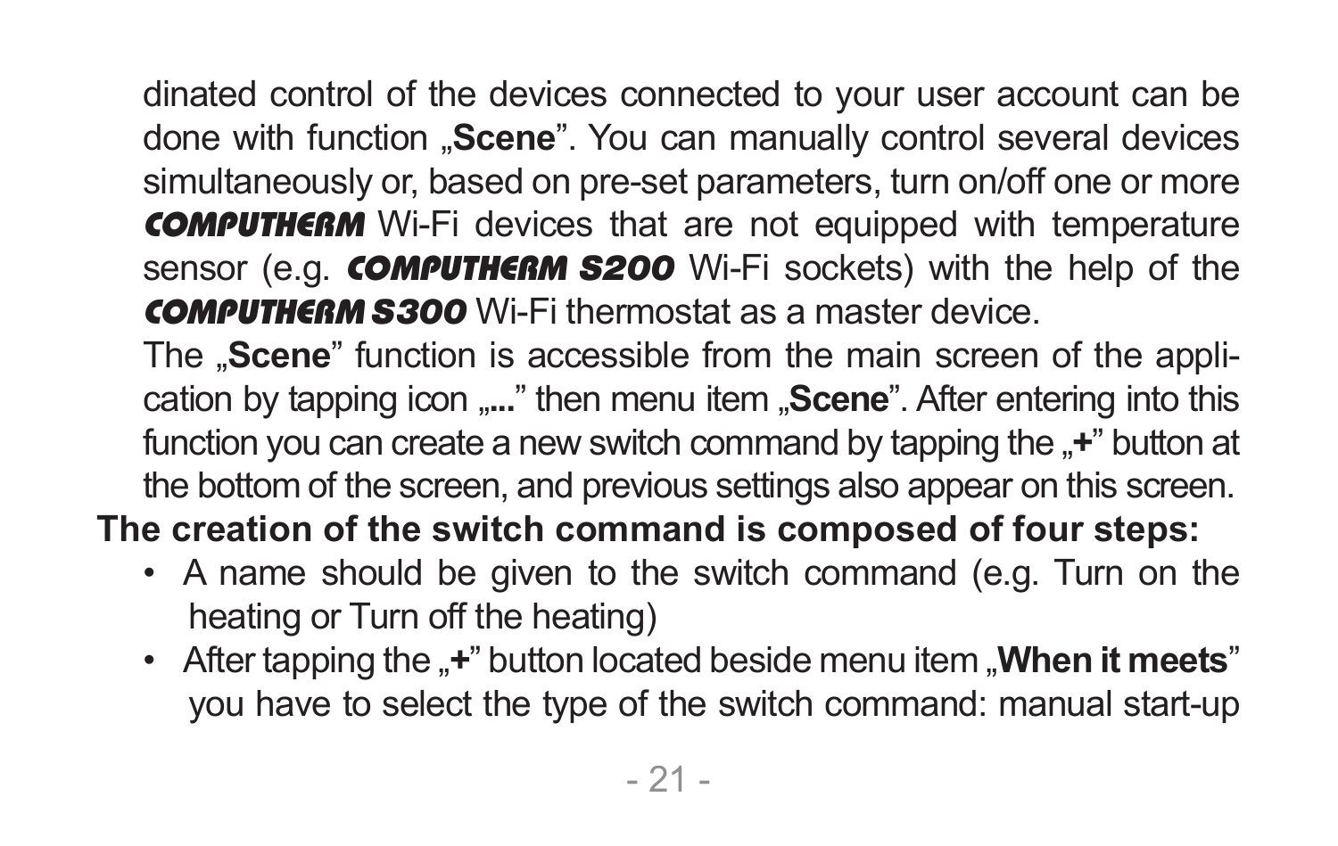dinated control of the devices connected to your user account can be done with function „**Scene**”. You can manually control several devices simultaneously or, based on pre-set parameters, turn on/off one or more ***COMPUTHERM*** Wi-Fi devices that are not equipped with temperature sensor (e.g. ***COMPUTHERM S200*** Wi-Fi sockets) with the help of the ***COMPUTHERM S300*** Wi-Fi thermostat as a master device.

The „**Scene**” function is accessible from the main screen of the application by tapping icon „**...**” then menu item „**Scene**”. After entering into this function you can create a new switch command by tapping the „**+**” button at the bottom of the screen, and previous settings also appear on this screen.

**The creation of the switch command is composed of four steps:**

- A name should be given to the switch command (e.g. Turn on the heating or Turn off the heating)
- After tapping the „**+**” button located beside menu item „**When it meets**” you have to select the type of the switch command: manual start-up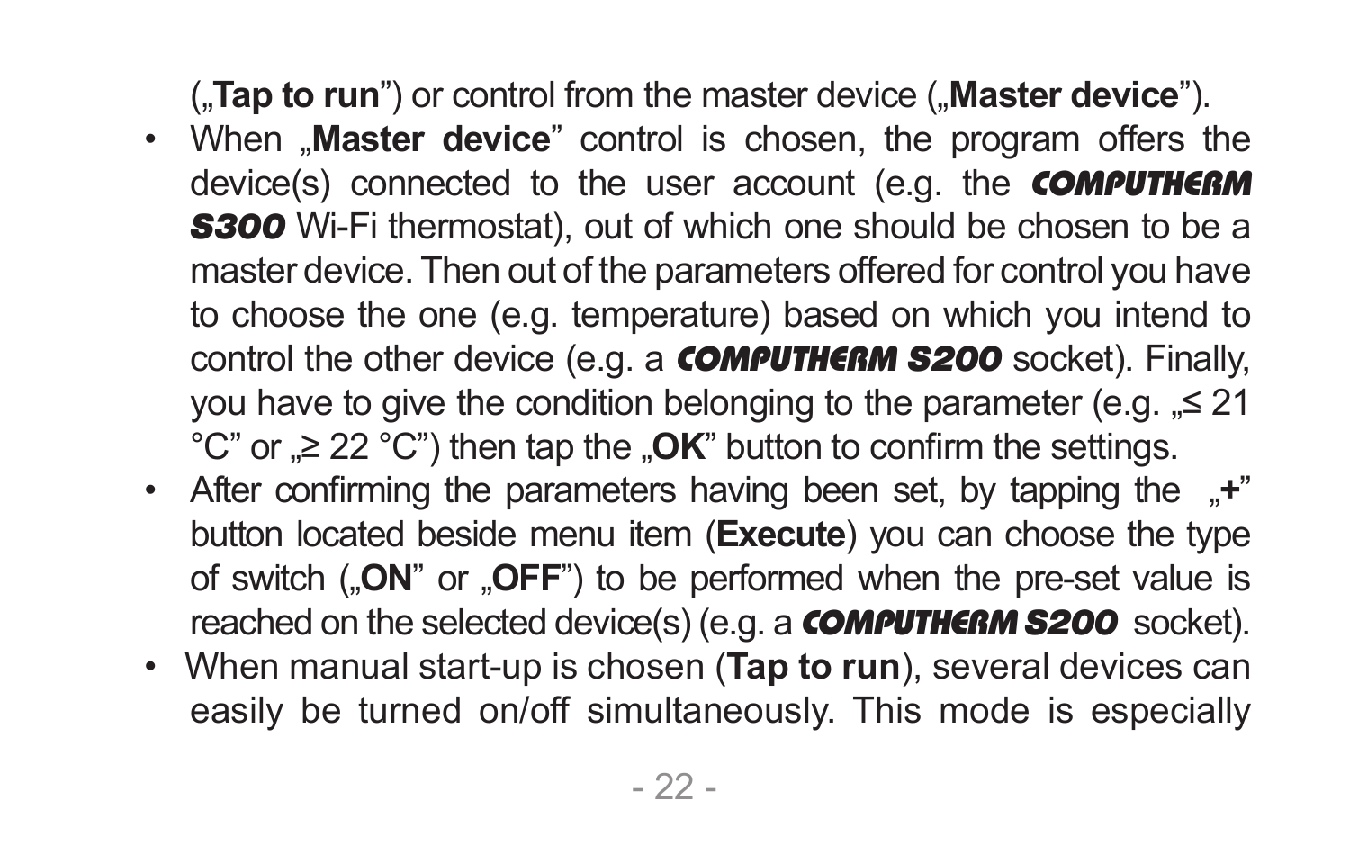(„**Tap to run**”) or control from the master device („**Master device**”).

- When „**Master device**” control is chosen, the program offers the device(s) connected to the user account (e.g. the ***COMPUTHERM S300*** Wi-Fi thermostat), out of which one should be chosen to be a master device. Then out of the parameters offered for control you have to choose the one (e.g. temperature) based on which you intend to control the other device (e.g. a ***COMPUTHERM S200*** socket). Finally, you have to give the condition belonging to the parameter (e.g. „≤ 21 °C” or „≥ 22 °C”) then tap the „**OK**” button to confirm the settings.
- After confirming the parameters having been set, by tapping the „**+**” button located beside menu item (**Execute**) you can choose the type of switch („**ON**” or „**OFF**”) to be performed when the pre-set value is reached on the selected device(s) (e.g. a ***COMPUTHERM S200*** socket).
- When manual start-up is chosen (**Tap to run**), several devices can easily be turned on/off simultaneously. This mode is especially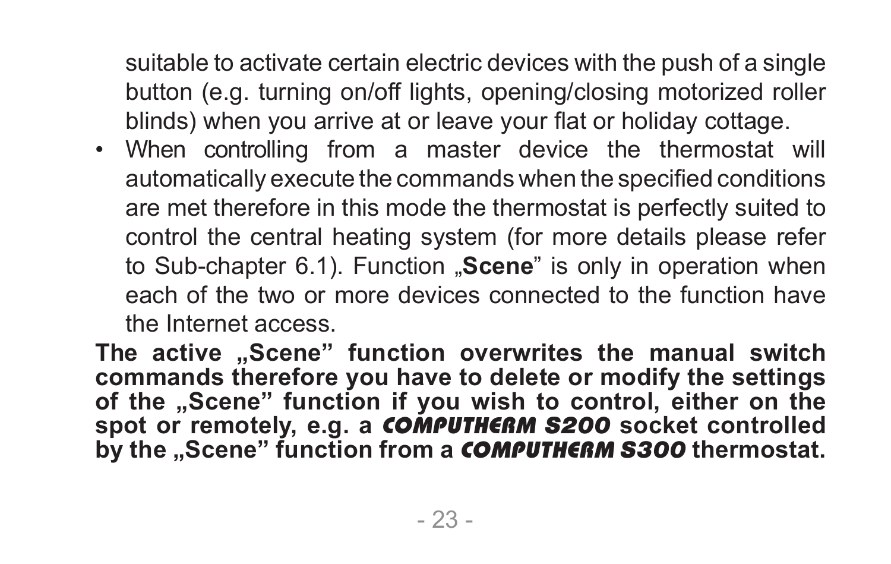suitable to activate certain electric devices with the push of a single button (e.g. turning on/off lights, opening/closing motorized roller blinds) when you arrive at or leave your flat or holiday cottage.

- When controlling from a master device the thermostat will automatically execute the commands when the specified conditions are met therefore in this mode the thermostat is perfectly suited to control the central heating system (for more details please refer to Sub-chapter 6.1). Function „**Scene**" is only in operation when each of the two or more devices connected to the function have the Internet access.

**The active „Scene" function overwrites the manual switch commands therefore you have to delete or modify the settings of the „Scene" function if you wish to control, either on the spot or remotely, e.g. a *COMPUTHERM S200* socket controlled by the „Scene" function from a *COMPUTHERM S300* thermostat.**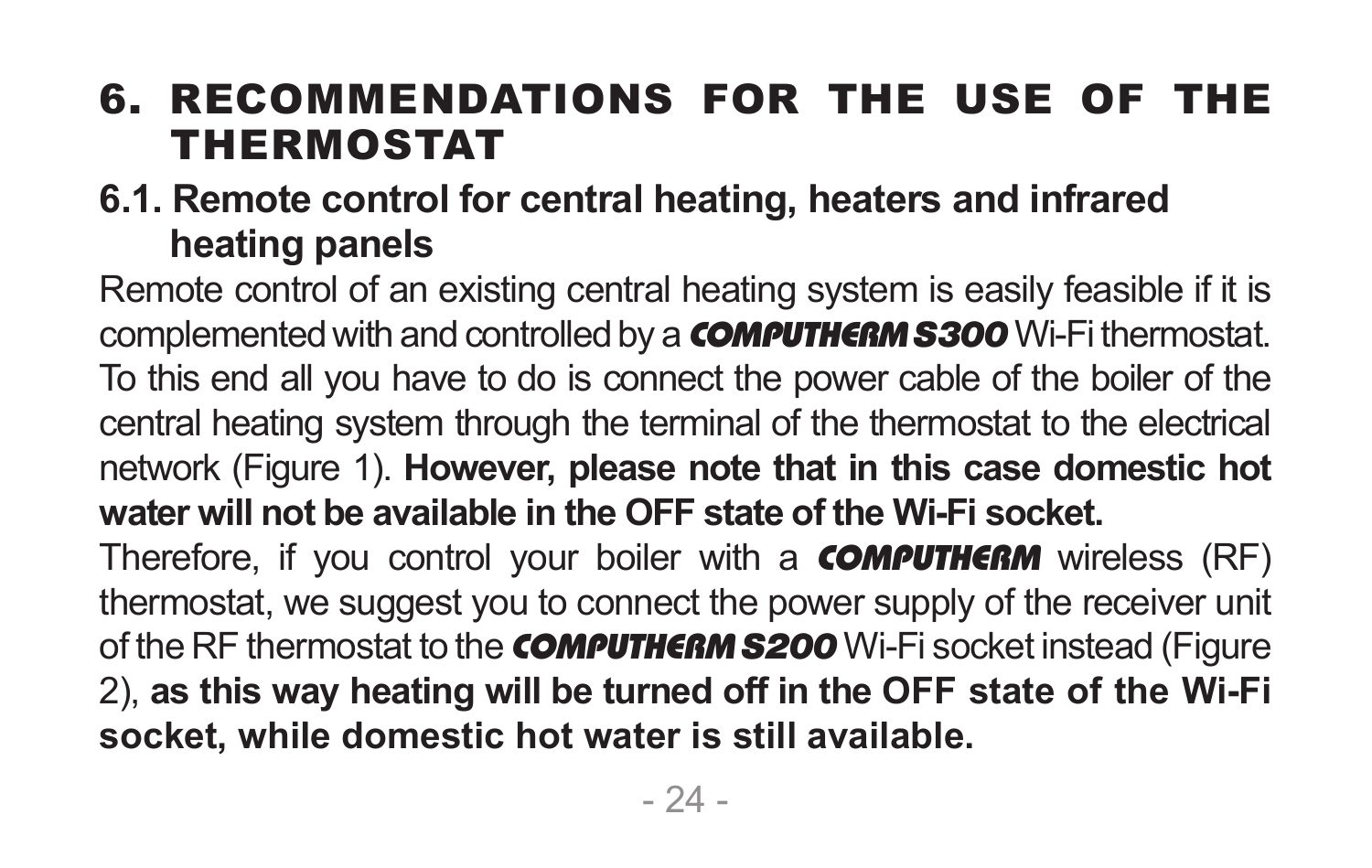# 6. RECOMMENDATIONS FOR THE USE OF THE THERMOSTAT

## 6.1. Remote control for central heating, heaters and infrared heating panels

Remote control of an existing central heating system is easily feasible if it is complemented with and controlled by a ***COMPUTHERM S300*** Wi-Fi thermostat. To this end all you have to do is connect the power cable of the boiler of the central heating system through the terminal of the thermostat to the electrical network (Figure 1). **However, please note that in this case domestic hot water will not be available in the OFF state of the Wi-Fi socket.**

Therefore, if you control your boiler with a ***COMPUTHERM*** wireless (RF) thermostat, we suggest you to connect the power supply of the receiver unit of the RF thermostat to the ***COMPUTHERM S200*** Wi-Fi socket instead (Figure 2), **as this way heating will be turned off in the OFF state of the Wi-Fi socket, while domestic hot water is still available.**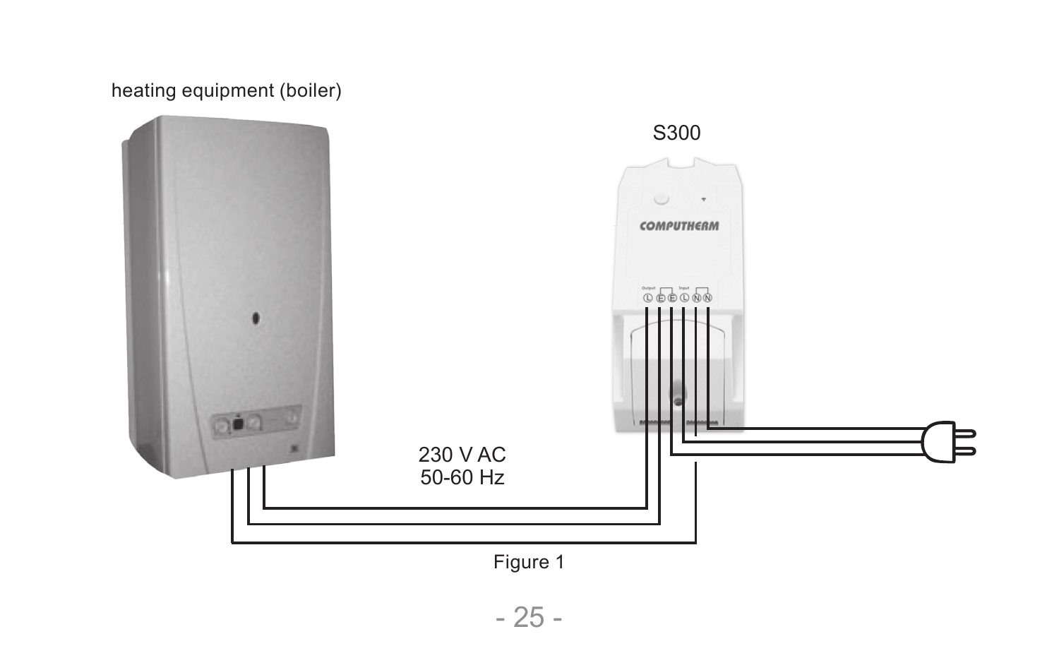heating equipment (boiler)

S300

COMPUTHERM

230 V AC
50-60 Hz

Figure 1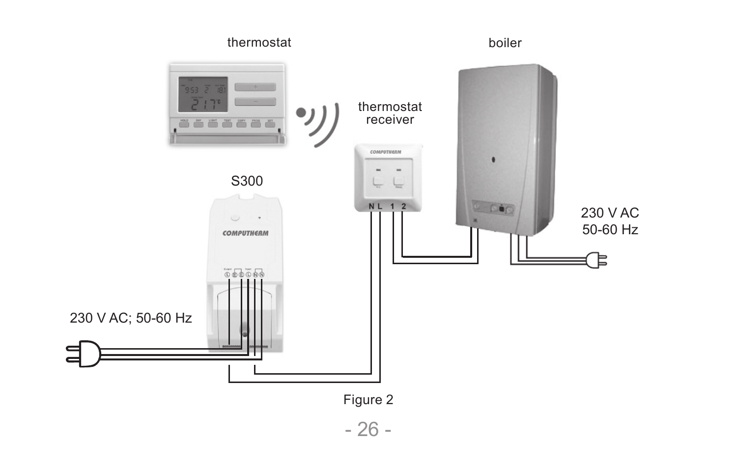thermostat

boiler

thermostat receiver

S300

230 V AC
50-60 Hz

230 V AC; 50-60 Hz

Figure 2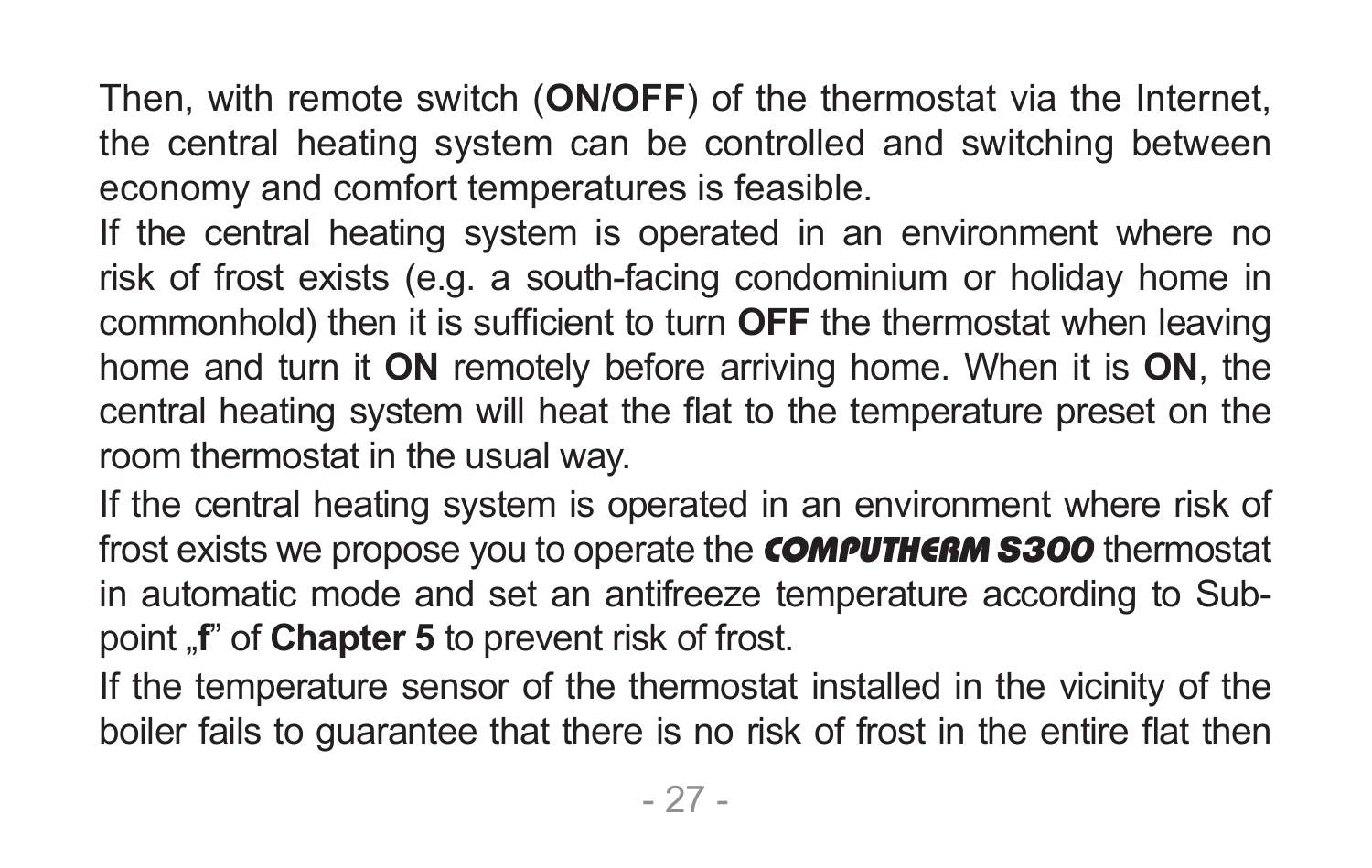Then, with remote switch (**ON/OFF**) of the thermostat via the Internet, the central heating system can be controlled and switching between economy and comfort temperatures is feasible.

If the central heating system is operated in an environment where no risk of frost exists (e.g. a south-facing condominium or holiday home in commonhold) then it is sufficient to turn **OFF** the thermostat when leaving home and turn it **ON** remotely before arriving home. When it is **ON**, the central heating system will heat the flat to the temperature preset on the room thermostat in the usual way.

If the central heating system is operated in an environment where risk of frost exists we propose you to operate the ***COMPUTHERM S300*** thermostat in automatic mode and set an antifreeze temperature according to Sub-point „**f**" of **Chapter 5** to prevent risk of frost.

If the temperature sensor of the thermostat installed in the vicinity of the boiler fails to guarantee that there is no risk of frost in the entire flat then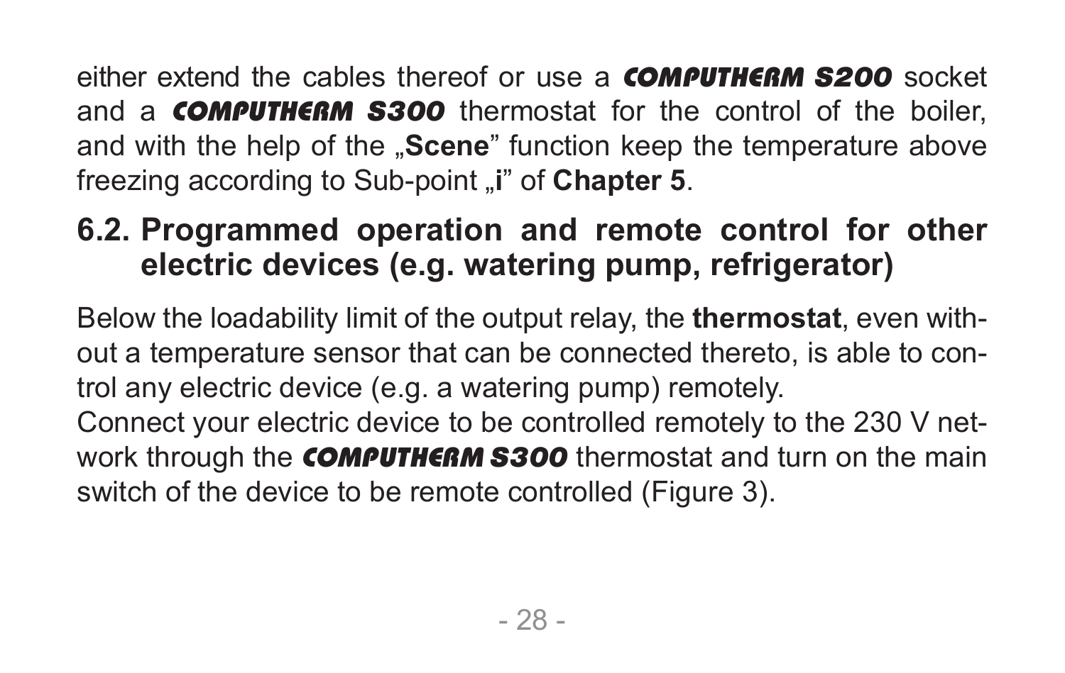either extend the cables thereof or use a ***COMPUTHERM S200*** socket and a ***COMPUTHERM S300*** thermostat for the control of the boiler, and with the help of the „**Scene**" function keep the temperature above freezing according to Sub-point „**i**" of **Chapter 5**.

## 6.2. Programmed operation and remote control for other electric devices (e.g. watering pump, refrigerator)

Below the loadability limit of the output relay, the **thermostat**, even without a temperature sensor that can be connected thereto, is able to control any electric device (e.g. a watering pump) remotely.
Connect your electric device to be controlled remotely to the 230 V network through the ***COMPUTHERM S300*** thermostat and turn on the main switch of the device to be remote controlled (Figure 3).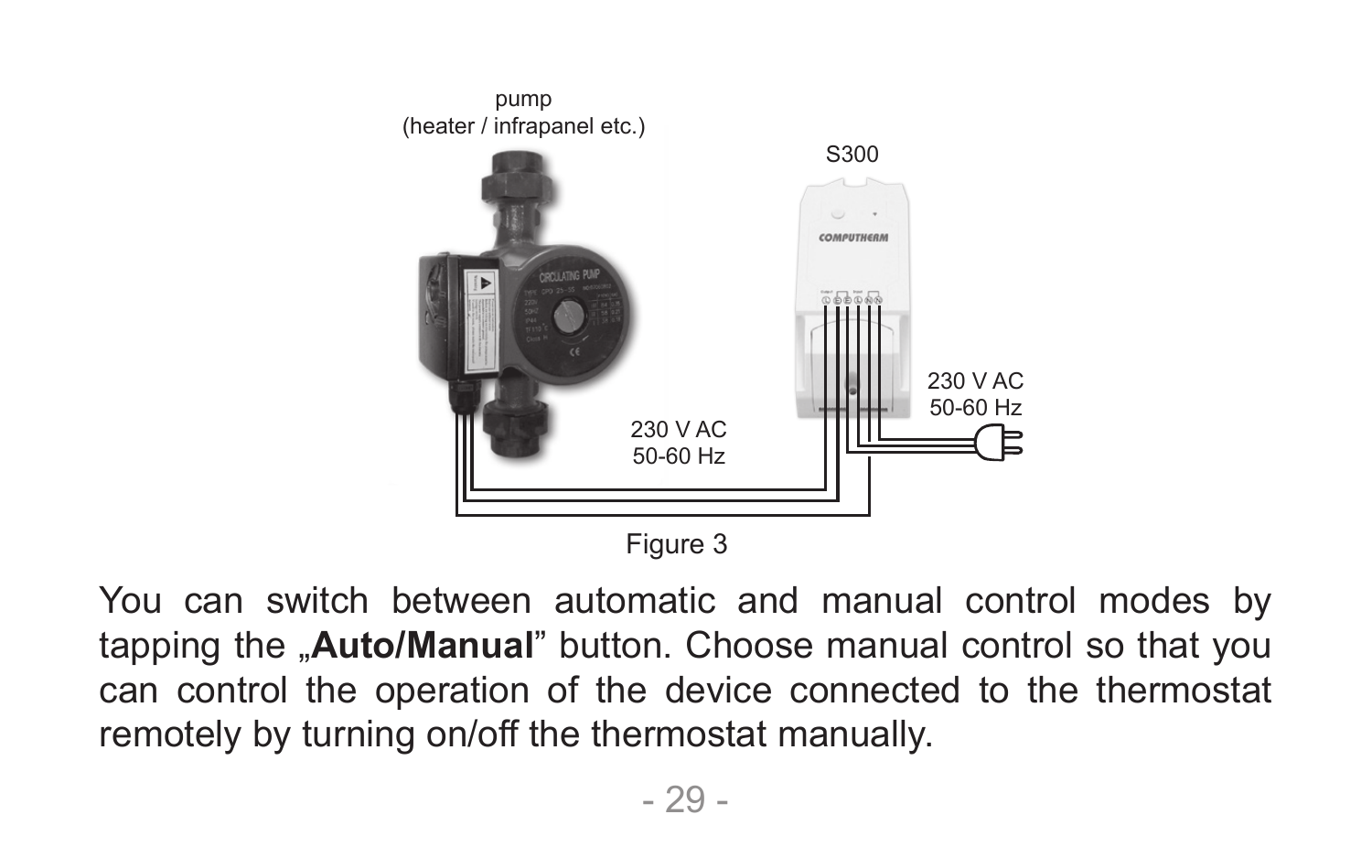pump
(heater / infrapanel etc.)

S300

230 V AC
50-60 Hz

230 V AC
50-60 Hz

Figure 3

You can switch between automatic and manual control modes by tapping the „**Auto/Manual**" button. Choose manual control so that you can control the operation of the device connected to the thermostat remotely by turning on/off the thermostat manually.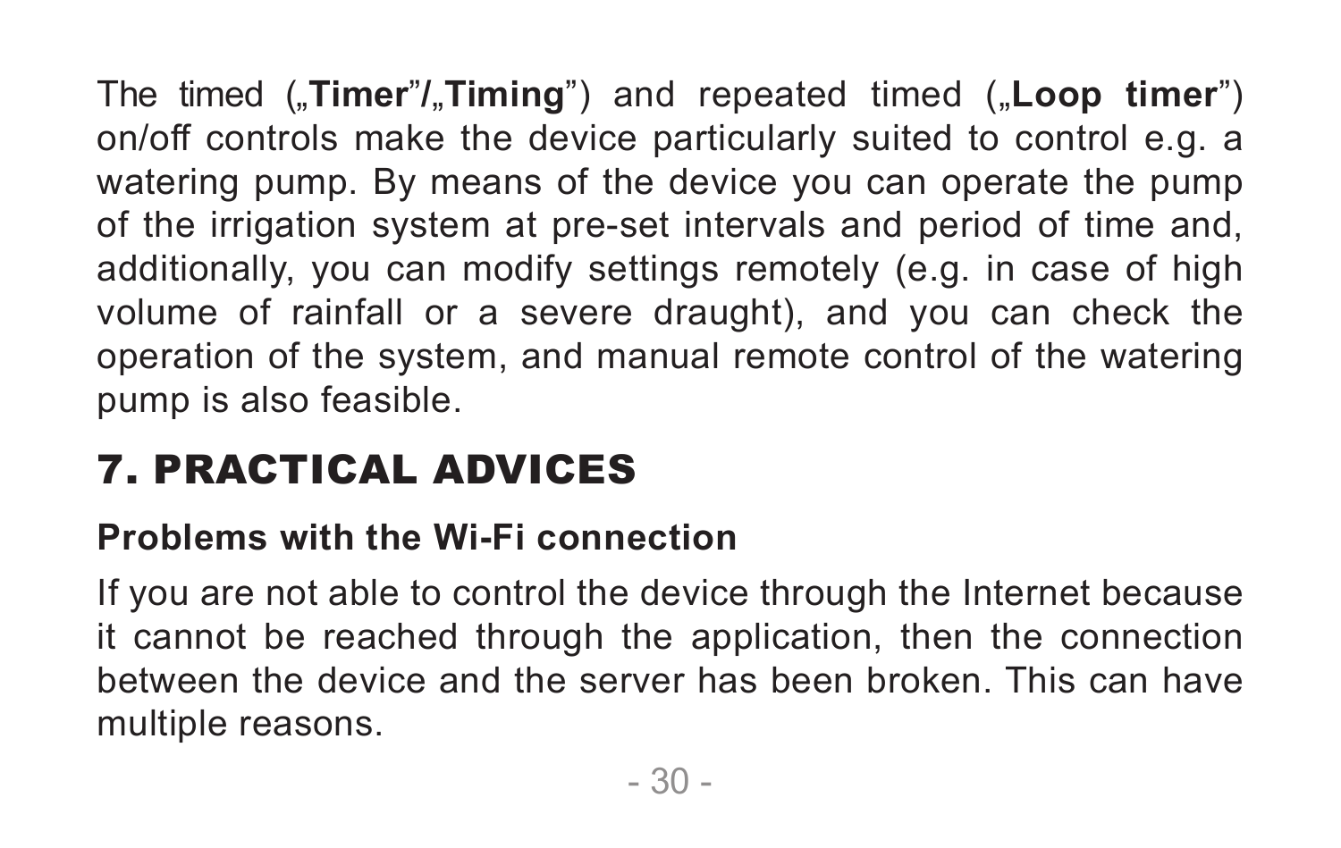The timed („**Timer**"/„**Timing**") and repeated timed („**Loop timer**") on/off controls make the device particularly suited to control e.g. a watering pump. By means of the device you can operate the pump of the irrigation system at pre-set intervals and period of time and, additionally, you can modify settings remotely (e.g. in case of high volume of rainfall or a severe draught), and you can check the operation of the system, and manual remote control of the watering pump is also feasible.

# 7. PRACTICAL ADVICES

**Problems with the Wi-Fi connection**

If you are not able to control the device through the Internet because it cannot be reached through the application, then the connection between the device and the server has been broken. This can have multiple reasons.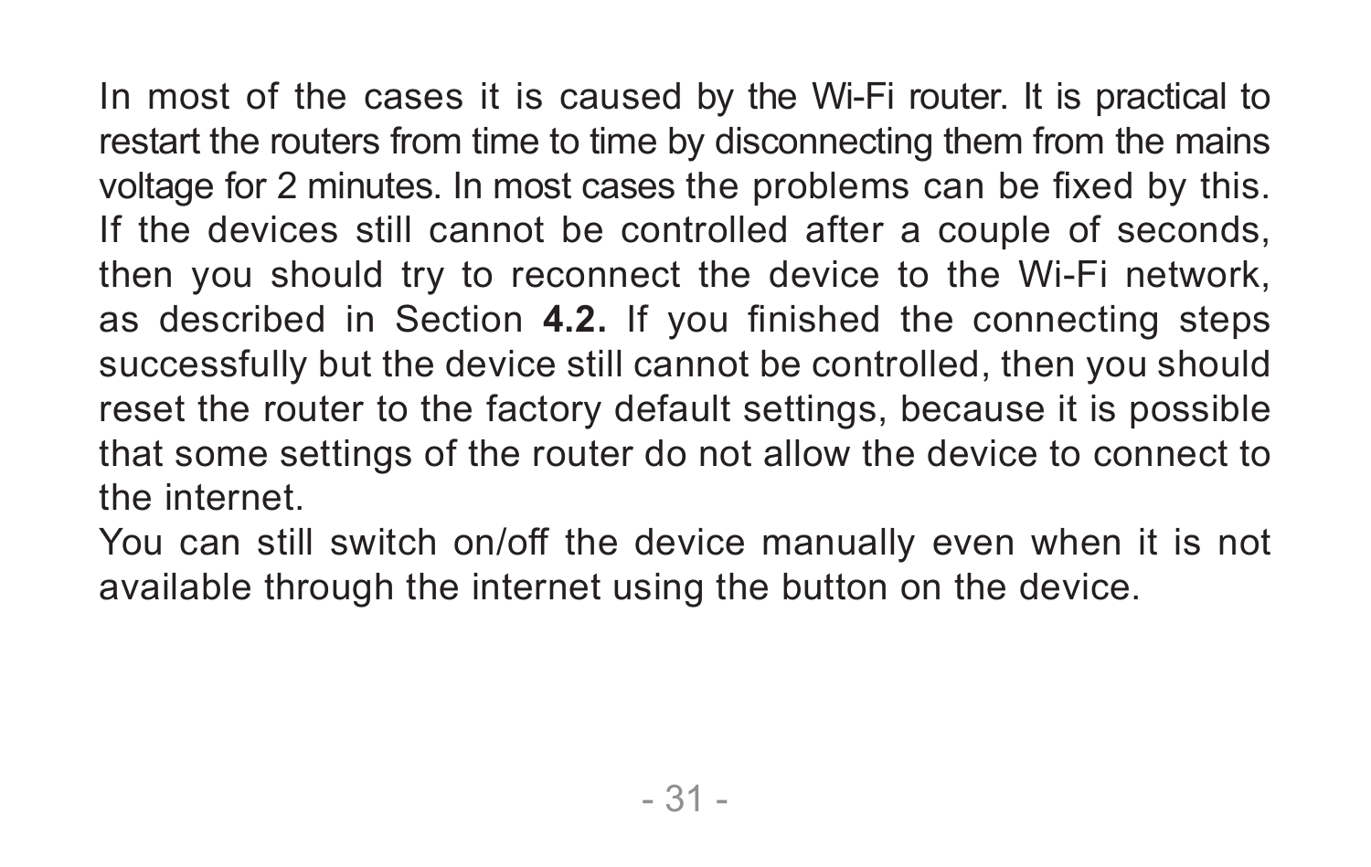In most of the cases it is caused by the Wi-Fi router. It is practical to restart the routers from time to time by disconnecting them from the mains voltage for 2 minutes. In most cases the problems can be fixed by this. If the devices still cannot be controlled after a couple of seconds, then you should try to reconnect the device to the Wi-Fi network, as described in Section **4.2.** If you finished the connecting steps successfully but the device still cannot be controlled, then you should reset the router to the factory default settings, because it is possible that some settings of the router do not allow the device to connect to the internet.
You can still switch on/off the device manually even when it is not available through the internet using the button on the device.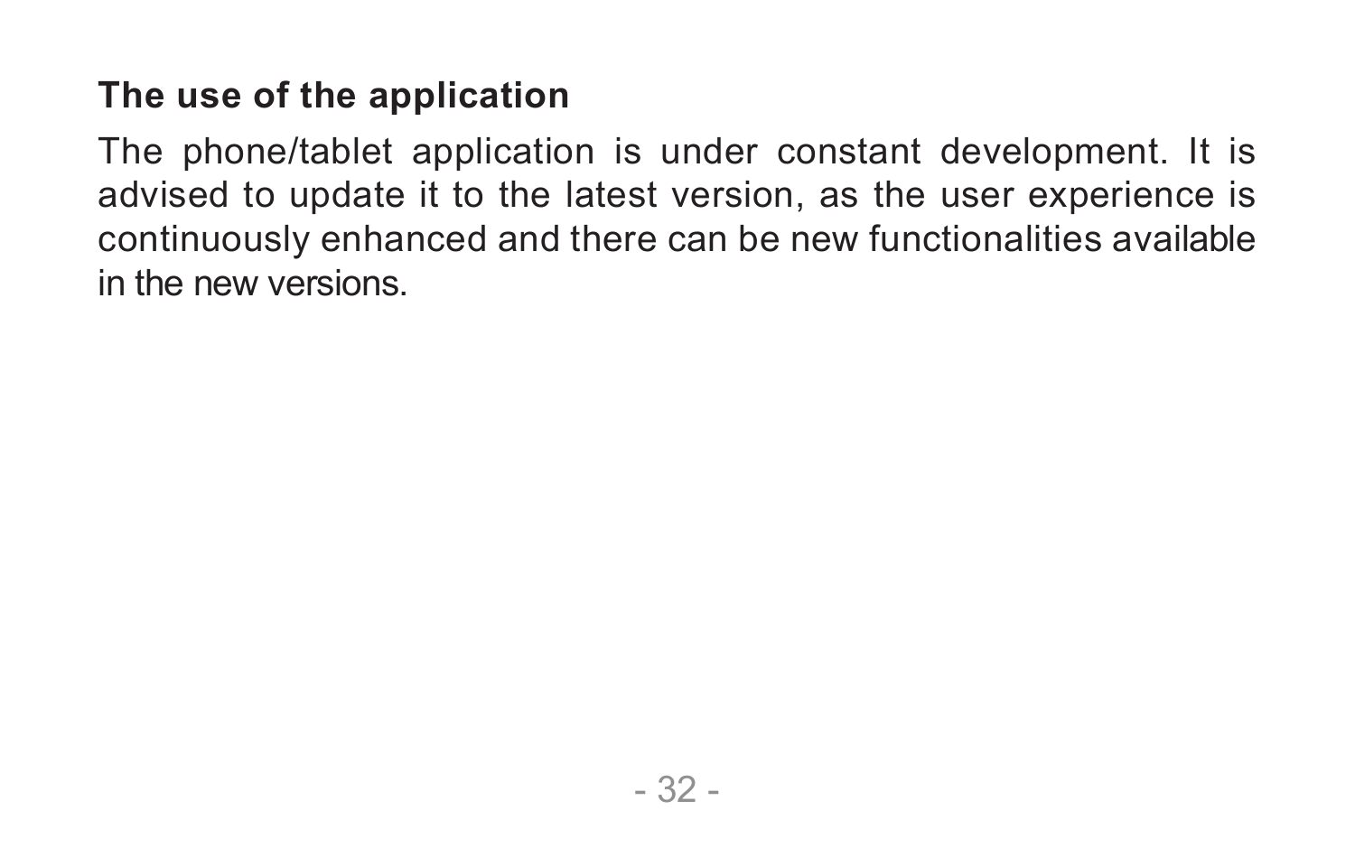**The use of the application**

The phone/tablet application is under constant development. It is advised to update it to the latest version, as the user experience is continuously enhanced and there can be new functionalities available in the new versions.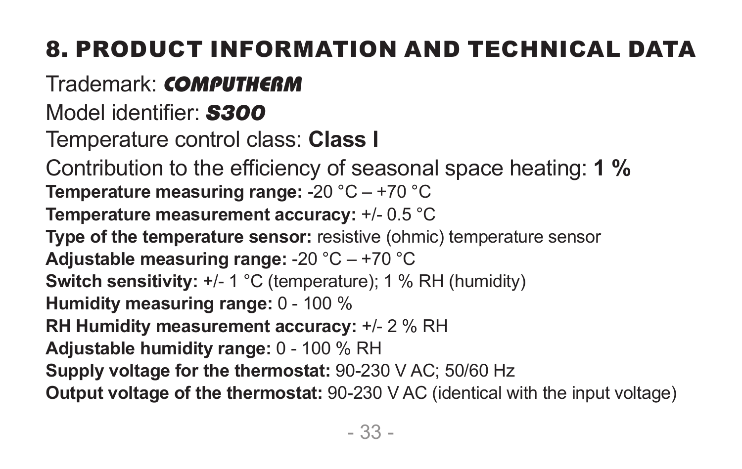# 8. PRODUCT INFORMATION AND TECHNICAL DATA

Trademark: ***COMPUTHERM***

Model identifier: ***S300***

Temperature control class: **Class I**

Contribution to the efficiency of seasonal space heating: **1 %**

**Temperature measuring range:** -20 °C – +70 °C

**Temperature measurement accuracy:** +/- 0.5 °C

**Type of the temperature sensor:** resistive (ohmic) temperature sensor

**Adjustable measuring range:** -20 °C – +70 °C

**Switch sensitivity:** +/- 1 °C (temperature); 1 % RH (humidity)

**Humidity measuring range:** 0 - 100 %

**RH Humidity measurement accuracy:** +/- 2 % RH

**Adjustable humidity range:** 0 - 100 % RH

**Supply voltage for the thermostat:** 90-230 V AC; 50/60 Hz

**Output voltage of the thermostat:** 90-230 V AC (identical with the input voltage)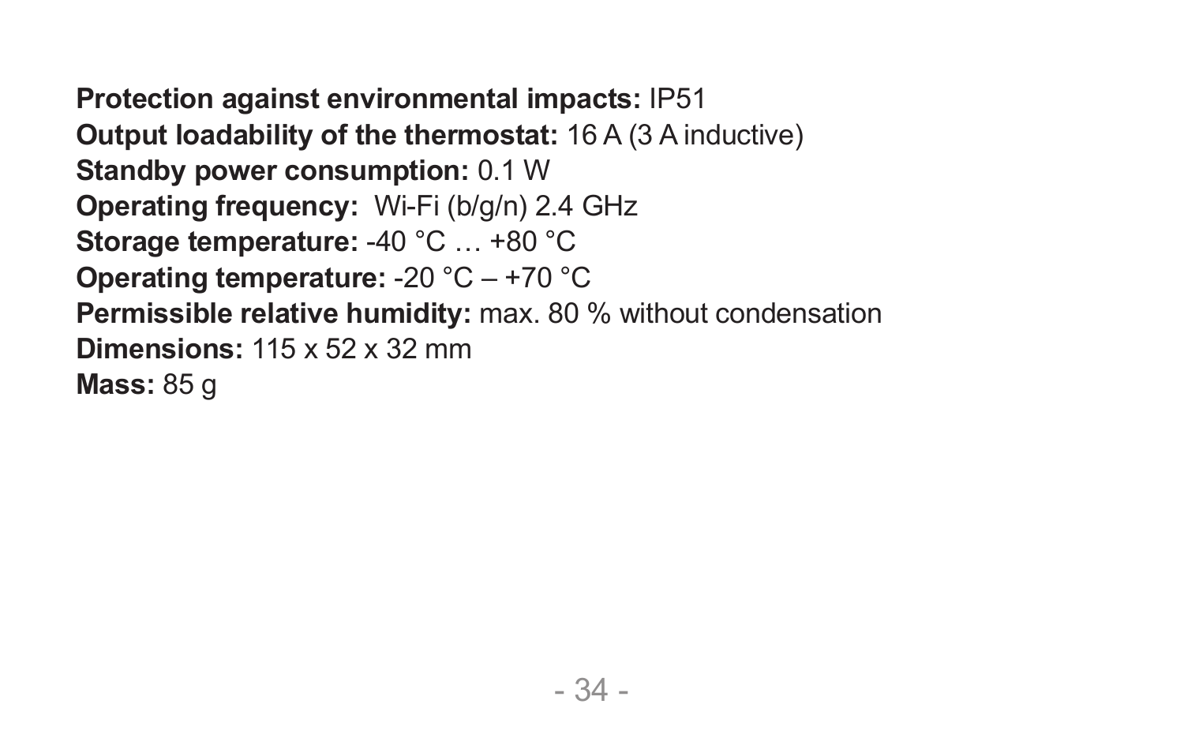**Protection against environmental impacts:** IP51
**Output loadability of the thermostat:** 16 A (3 A inductive)
**Standby power consumption:** 0.1 W
**Operating frequency:** Wi-Fi (b/g/n) 2.4 GHz
**Storage temperature:** -40 °C … +80 °C
**Operating temperature:** -20 °C – +70 °C
**Permissible relative humidity:** max. 80 % without condensation
**Dimensions:** 115 x 52 x 32 mm
**Mass:** 85 g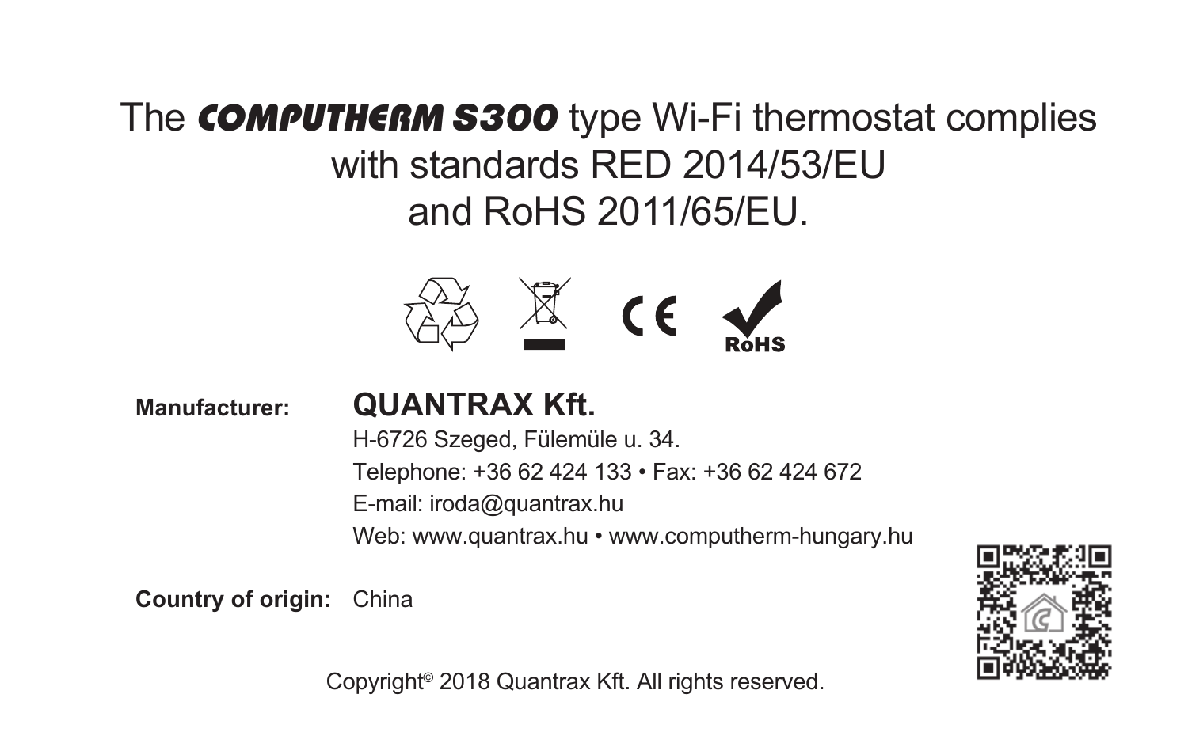The **COMPUTHERM S300** type Wi-Fi thermostat complies with standards RED 2014/53/EU and RoHS 2011/65/EU.

RoHS

**Manufacturer:** **QUANTRAX Kft.**
H-6726 Szeged, Fülemüle u. 34.
Telephone: +36 62 424 133 • Fax: +36 62 424 672
E-mail: iroda@quantrax.hu
Web: www.quantrax.hu • www.computherm-hungary.hu

**Country of origin:** China

Copyright© 2018 Quantrax Kft. All rights reserved.